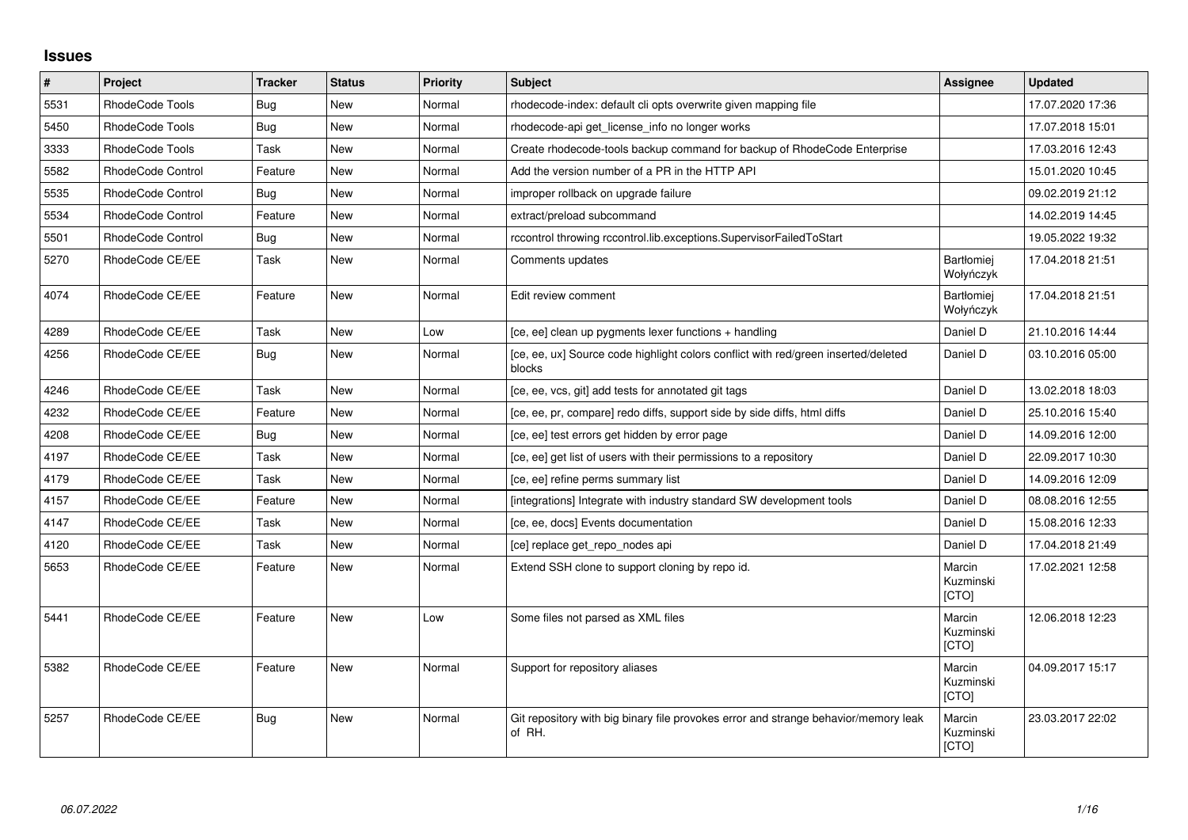## Issues

| # | Project | Tracker | Status | Priority | Subject | Assignee | Updated |
|---|---|---|---|---|---|---|---|
| 5531 | RhodeCode Tools | Bug | New | Normal | rhodecode-index: default cli opts overwrite given mapping file | | 17.07.2020 17:36 |
| 5450 | RhodeCode Tools | Bug | New | Normal | rhodecode-api get_license_info no longer works | | 17.07.2018 15:01 |
| 3333 | RhodeCode Tools | Task | New | Normal | Create rhodecode-tools backup command for backup of RhodeCode Enterprise | | 17.03.2016 12:43 |
| 5582 | RhodeCode Control | Feature | New | Normal | Add the version number of a PR in the HTTP API | | 15.01.2020 10:45 |
| 5535 | RhodeCode Control | Bug | New | Normal | improper rollback on upgrade failure | | 09.02.2019 21:12 |
| 5534 | RhodeCode Control | Feature | New | Normal | extract/preload subcommand | | 14.02.2019 14:45 |
| 5501 | RhodeCode Control | Bug | New | Normal | rccontrol throwing rccontrol.lib.exceptions.SupervisorFailedToStart | | 19.05.2022 19:32 |
| 5270 | RhodeCode CE/EE | Task | New | Normal | Comments updates | Bartłomiej Wołyńczyk | 17.04.2018 21:51 |
| 4074 | RhodeCode CE/EE | Feature | New | Normal | Edit review comment | Bartłomiej Wołyńczyk | 17.04.2018 21:51 |
| 4289 | RhodeCode CE/EE | Task | New | Low | [ce, ee] clean up pygments lexer functions + handling | Daniel D | 21.10.2016 14:44 |
| 4256 | RhodeCode CE/EE | Bug | New | Normal | [ce, ee, ux] Source code highlight colors conflict with red/green inserted/deleted blocks | Daniel D | 03.10.2016 05:00 |
| 4246 | RhodeCode CE/EE | Task | New | Normal | [ce, ee, vcs, git] add tests for annotated git tags | Daniel D | 13.02.2018 18:03 |
| 4232 | RhodeCode CE/EE | Feature | New | Normal | [ce, ee, pr, compare] redo diffs, support side by side diffs, html diffs | Daniel D | 25.10.2016 15:40 |
| 4208 | RhodeCode CE/EE | Bug | New | Normal | [ce, ee] test errors get hidden by error page | Daniel D | 14.09.2016 12:00 |
| 4197 | RhodeCode CE/EE | Task | New | Normal | [ce, ee] get list of users with their permissions to a repository | Daniel D | 22.09.2017 10:30 |
| 4179 | RhodeCode CE/EE | Task | New | Normal | [ce, ee] refine perms summary list | Daniel D | 14.09.2016 12:09 |
| 4157 | RhodeCode CE/EE | Feature | New | Normal | [integrations] Integrate with industry standard SW development tools | Daniel D | 08.08.2016 12:55 |
| 4147 | RhodeCode CE/EE | Task | New | Normal | [ce, ee, docs] Events documentation | Daniel D | 15.08.2016 12:33 |
| 4120 | RhodeCode CE/EE | Task | New | Normal | [ce] replace get_repo_nodes api | Daniel D | 17.04.2018 21:49 |
| 5653 | RhodeCode CE/EE | Feature | New | Normal | Extend SSH clone to support cloning by repo id. | Marcin Kuzminski [CTO] | 17.02.2021 12:58 |
| 5441 | RhodeCode CE/EE | Feature | New | Low | Some files not parsed as XML files | Marcin Kuzminski [CTO] | 12.06.2018 12:23 |
| 5382 | RhodeCode CE/EE | Feature | New | Normal | Support for repository aliases | Marcin Kuzminski [CTO] | 04.09.2017 15:17 |
| 5257 | RhodeCode CE/EE | Bug | New | Normal | Git repository with big binary file provokes error and strange behavior/memory leak of RH. | Marcin Kuzminski [CTO] | 23.03.2017 22:02 |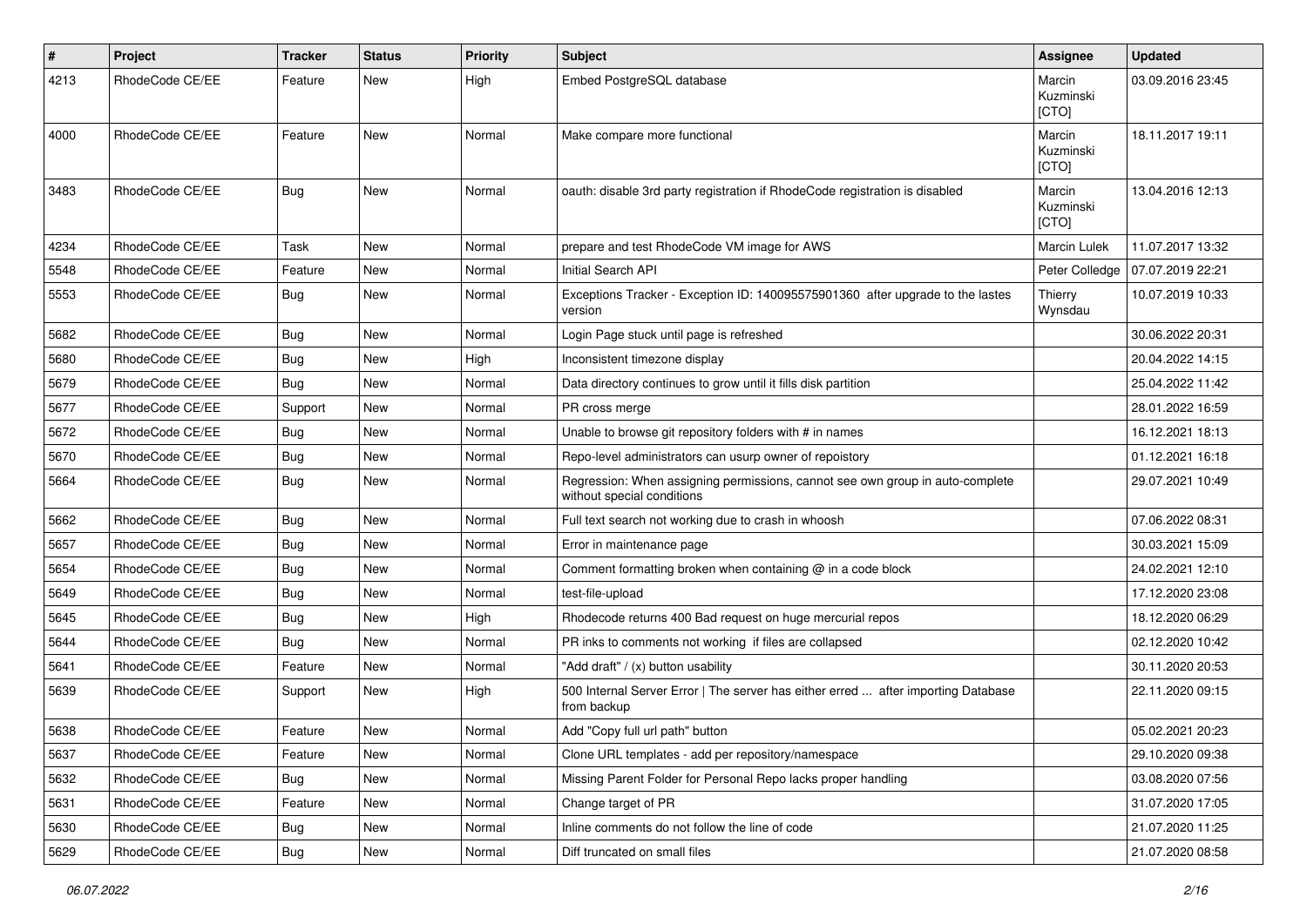| # | Project | Tracker | Status | Priority | Subject | Assignee | Updated |
|---|---|---|---|---|---|---|---|
| 4213 | RhodeCode CE/EE | Feature | New | High | Embed PostgreSQL database | Marcin Kuzminski [CTO] | 03.09.2016 23:45 |
| 4000 | RhodeCode CE/EE | Feature | New | Normal | Make compare more functional | Marcin Kuzminski [CTO] | 18.11.2017 19:11 |
| 3483 | RhodeCode CE/EE | Bug | New | Normal | oauth: disable 3rd party registration if RhodeCode registration is disabled | Marcin Kuzminski [CTO] | 13.04.2016 12:13 |
| 4234 | RhodeCode CE/EE | Task | New | Normal | prepare and test RhodeCode VM image for AWS | Marcin Lulek | 11.07.2017 13:32 |
| 5548 | RhodeCode CE/EE | Feature | New | Normal | Initial Search API | Peter Colledge | 07.07.2019 22:21 |
| 5553 | RhodeCode CE/EE | Bug | New | Normal | Exceptions Tracker - Exception ID: 140095575901360 after upgrade to the lastes version | Thierry Wynsdau | 10.07.2019 10:33 |
| 5682 | RhodeCode CE/EE | Bug | New | Normal | Login Page stuck until page is refreshed | | 30.06.2022 20:31 |
| 5680 | RhodeCode CE/EE | Bug | New | High | Inconsistent timezone display | | 20.04.2022 14:15 |
| 5679 | RhodeCode CE/EE | Bug | New | Normal | Data directory continues to grow until it fills disk partition | | 25.04.2022 11:42 |
| 5677 | RhodeCode CE/EE | Support | New | Normal | PR cross merge | | 28.01.2022 16:59 |
| 5672 | RhodeCode CE/EE | Bug | New | Normal | Unable to browse git repository folders with # in names | | 16.12.2021 18:13 |
| 5670 | RhodeCode CE/EE | Bug | New | Normal | Repo-level administrators can usurp owner of repoistory | | 01.12.2021 16:18 |
| 5664 | RhodeCode CE/EE | Bug | New | Normal | Regression: When assigning permissions, cannot see own group in auto-complete without special conditions | | 29.07.2021 10:49 |
| 5662 | RhodeCode CE/EE | Bug | New | Normal | Full text search not working due to crash in whoosh | | 07.06.2022 08:31 |
| 5657 | RhodeCode CE/EE | Bug | New | Normal | Error in maintenance page | | 30.03.2021 15:09 |
| 5654 | RhodeCode CE/EE | Bug | New | Normal | Comment formatting broken when containing @ in a code block | | 24.02.2021 12:10 |
| 5649 | RhodeCode CE/EE | Bug | New | Normal | test-file-upload | | 17.12.2020 23:08 |
| 5645 | RhodeCode CE/EE | Bug | New | High | Rhodecode returns 400 Bad request on huge mercurial repos | | 18.12.2020 06:29 |
| 5644 | RhodeCode CE/EE | Bug | New | Normal | PR inks to comments not working if files are collapsed | | 02.12.2020 10:42 |
| 5641 | RhodeCode CE/EE | Feature | New | Normal | "Add draft" / (x) button usability | | 30.11.2020 20:53 |
| 5639 | RhodeCode CE/EE | Support | New | High | 500 Internal Server Error \| The server has either erred ... after importing Database from backup | | 22.11.2020 09:15 |
| 5638 | RhodeCode CE/EE | Feature | New | Normal | Add "Copy full url path" button | | 05.02.2021 20:23 |
| 5637 | RhodeCode CE/EE | Feature | New | Normal | Clone URL templates - add per repository/namespace | | 29.10.2020 09:38 |
| 5632 | RhodeCode CE/EE | Bug | New | Normal | Missing Parent Folder for Personal Repo lacks proper handling | | 03.08.2020 07:56 |
| 5631 | RhodeCode CE/EE | Feature | New | Normal | Change target of PR | | 31.07.2020 17:05 |
| 5630 | RhodeCode CE/EE | Bug | New | Normal | Inline comments do not follow the line of code | | 21.07.2020 11:25 |
| 5629 | RhodeCode CE/EE | Bug | New | Normal | Diff truncated on small files | | 21.07.2020 08:58 |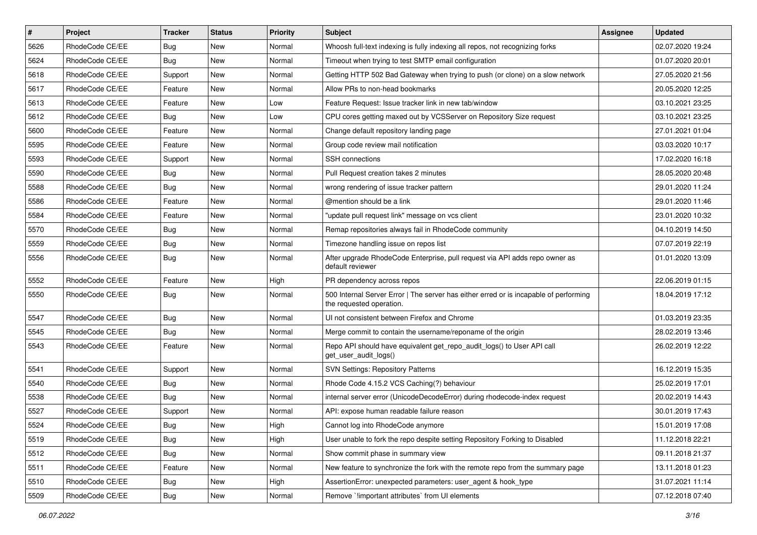| # | Project | Tracker | Status | Priority | Subject | Assignee | Updated |
|---|---|---|---|---|---|---|---|
| 5626 | RhodeCode CE/EE | Bug | New | Normal | Whoosh full-text indexing is fully indexing all repos, not recognizing forks | | 02.07.2020 19:24 |
| 5624 | RhodeCode CE/EE | Bug | New | Normal | Timeout when trying to test SMTP email configuration | | 01.07.2020 20:01 |
| 5618 | RhodeCode CE/EE | Support | New | Normal | Getting HTTP 502 Bad Gateway when trying to push (or clone) on a slow network | | 27.05.2020 21:56 |
| 5617 | RhodeCode CE/EE | Feature | New | Normal | Allow PRs to non-head bookmarks | | 20.05.2020 12:25 |
| 5613 | RhodeCode CE/EE | Feature | New | Low | Feature Request: Issue tracker link in new tab/window | | 03.10.2021 23:25 |
| 5612 | RhodeCode CE/EE | Bug | New | Low | CPU cores getting maxed out by VCSServer on Repository Size request | | 03.10.2021 23:25 |
| 5600 | RhodeCode CE/EE | Feature | New | Normal | Change default repository landing page | | 27.01.2021 01:04 |
| 5595 | RhodeCode CE/EE | Feature | New | Normal | Group code review mail notification | | 03.03.2020 10:17 |
| 5593 | RhodeCode CE/EE | Support | New | Normal | SSH connections | | 17.02.2020 16:18 |
| 5590 | RhodeCode CE/EE | Bug | New | Normal | Pull Request creation takes 2 minutes | | 28.05.2020 20:48 |
| 5588 | RhodeCode CE/EE | Bug | New | Normal | wrong rendering of issue tracker pattern | | 29.01.2020 11:24 |
| 5586 | RhodeCode CE/EE | Feature | New | Normal | @mention should be a link | | 29.01.2020 11:46 |
| 5584 | RhodeCode CE/EE | Feature | New | Normal | "update pull request link" message on vcs client | | 23.01.2020 10:32 |
| 5570 | RhodeCode CE/EE | Bug | New | Normal | Remap repositories always fail in RhodeCode community | | 04.10.2019 14:50 |
| 5559 | RhodeCode CE/EE | Bug | New | Normal | Timezone handling issue on repos list | | 07.07.2019 22:19 |
| 5556 | RhodeCode CE/EE | Bug | New | Normal | After upgrade RhodeCode Enterprise, pull request via API adds repo owner as default reviewer | | 01.01.2020 13:09 |
| 5552 | RhodeCode CE/EE | Feature | New | High | PR dependency across repos | | 22.06.2019 01:15 |
| 5550 | RhodeCode CE/EE | Bug | New | Normal | 500 Internal Server Error \| The server has either erred or is incapable of performing the requested operation. | | 18.04.2019 17:12 |
| 5547 | RhodeCode CE/EE | Bug | New | Normal | UI not consistent between Firefox and Chrome | | 01.03.2019 23:35 |
| 5545 | RhodeCode CE/EE | Bug | New | Normal | Merge commit to contain the username/reponame of the origin | | 28.02.2019 13:46 |
| 5543 | RhodeCode CE/EE | Feature | New | Normal | Repo API should have equivalent get_repo_audit_logs() to User API call get_user_audit_logs() | | 26.02.2019 12:22 |
| 5541 | RhodeCode CE/EE | Support | New | Normal | SVN Settings: Repository Patterns | | 16.12.2019 15:35 |
| 5540 | RhodeCode CE/EE | Bug | New | Normal | Rhode Code 4.15.2 VCS Caching(?) behaviour | | 25.02.2019 17:01 |
| 5538 | RhodeCode CE/EE | Bug | New | Normal | internal server error (UnicodeDecodeError) during rhodecode-index request | | 20.02.2019 14:43 |
| 5527 | RhodeCode CE/EE | Support | New | Normal | API: expose human readable failure reason | | 30.01.2019 17:43 |
| 5524 | RhodeCode CE/EE | Bug | New | High | Cannot log into RhodeCode anymore | | 15.01.2019 17:08 |
| 5519 | RhodeCode CE/EE | Bug | New | High | User unable to fork the repo despite setting Repository Forking to Disabled | | 11.12.2018 22:21 |
| 5512 | RhodeCode CE/EE | Bug | New | Normal | Show commit phase in summary view | | 09.11.2018 21:37 |
| 5511 | RhodeCode CE/EE | Feature | New | Normal | New feature to synchronize the fork with the remote repo from the summary page | | 13.11.2018 01:23 |
| 5510 | RhodeCode CE/EE | Bug | New | High | AssertionError: unexpected parameters: user_agent & hook_type | | 31.07.2021 11:14 |
| 5509 | RhodeCode CE/EE | Bug | New | Normal | Remove `!important attributes` from UI elements | | 07.12.2018 07:40 |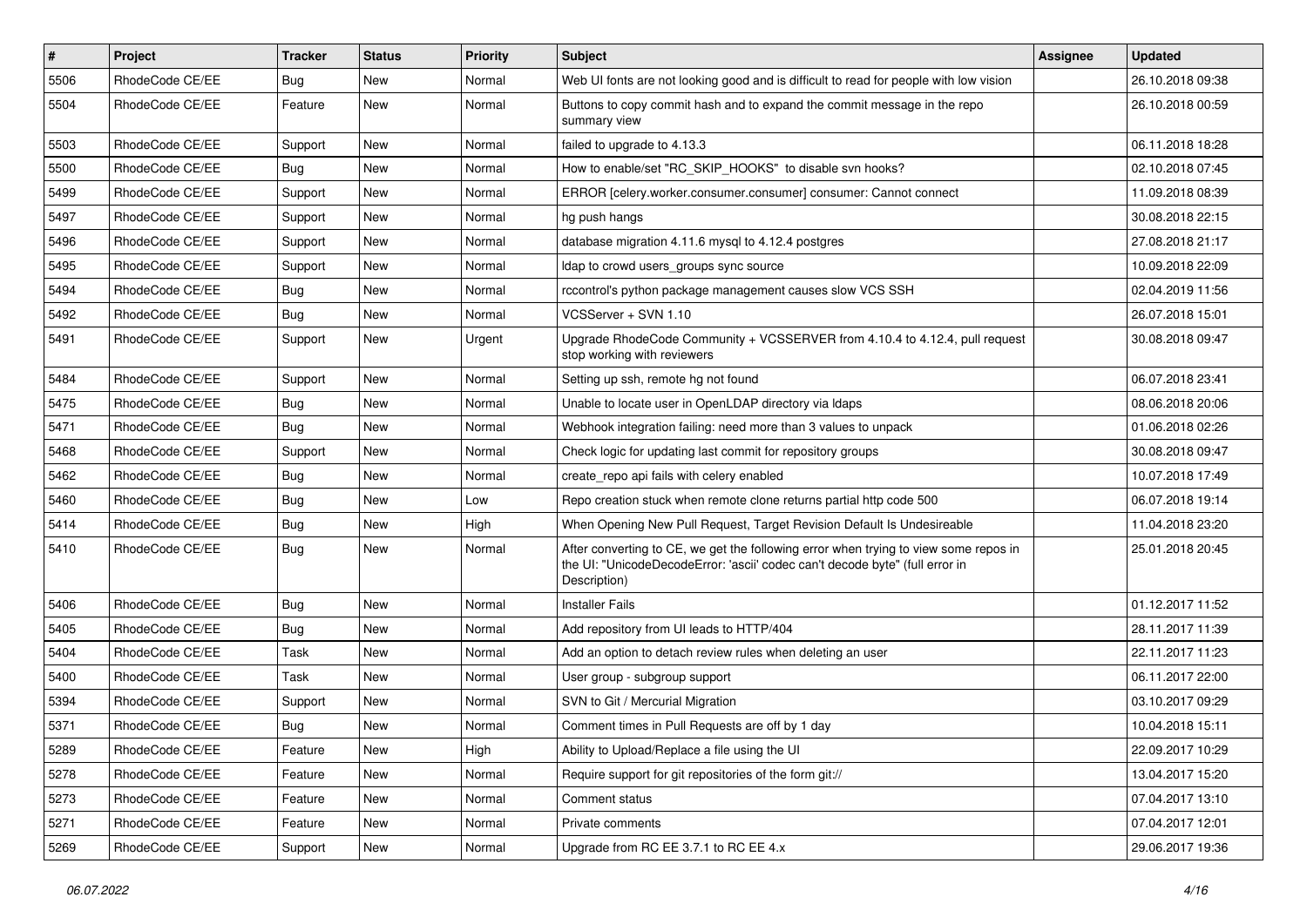| # | Project | Tracker | Status | Priority | Subject | Assignee | Updated |
|---|---|---|---|---|---|---|---|
| 5506 | RhodeCode CE/EE | Bug | New | Normal | Web UI fonts are not looking good and is difficult to read for people with low vision | | 26.10.2018 09:38 |
| 5504 | RhodeCode CE/EE | Feature | New | Normal | Buttons to copy commit hash and to expand the commit message in the repo summary view | | 26.10.2018 00:59 |
| 5503 | RhodeCode CE/EE | Support | New | Normal | failed to upgrade to 4.13.3 | | 06.11.2018 18:28 |
| 5500 | RhodeCode CE/EE | Bug | New | Normal | How to enable/set "RC_SKIP_HOOKS" to disable svn hooks? | | 02.10.2018 07:45 |
| 5499 | RhodeCode CE/EE | Support | New | Normal | ERROR [celery.worker.consumer.consumer] consumer: Cannot connect | | 11.09.2018 08:39 |
| 5497 | RhodeCode CE/EE | Support | New | Normal | hg push hangs | | 30.08.2018 22:15 |
| 5496 | RhodeCode CE/EE | Support | New | Normal | database migration 4.11.6 mysql to 4.12.4 postgres | | 27.08.2018 21:17 |
| 5495 | RhodeCode CE/EE | Support | New | Normal | ldap to crowd users_groups sync source | | 10.09.2018 22:09 |
| 5494 | RhodeCode CE/EE | Bug | New | Normal | rccontrol's python package management causes slow VCS SSH | | 02.04.2019 11:56 |
| 5492 | RhodeCode CE/EE | Bug | New | Normal | VCSServer + SVN 1.10 | | 26.07.2018 15:01 |
| 5491 | RhodeCode CE/EE | Support | New | Urgent | Upgrade RhodeCode Community + VCSSERVER from 4.10.4 to 4.12.4, pull request stop working with reviewers | | 30.08.2018 09:47 |
| 5484 | RhodeCode CE/EE | Support | New | Normal | Setting up ssh, remote hg not found | | 06.07.2018 23:41 |
| 5475 | RhodeCode CE/EE | Bug | New | Normal | Unable to locate user in OpenLDAP directory via ldaps | | 08.06.2018 20:06 |
| 5471 | RhodeCode CE/EE | Bug | New | Normal | Webhook integration failing: need more than 3 values to unpack | | 01.06.2018 02:26 |
| 5468 | RhodeCode CE/EE | Support | New | Normal | Check logic for updating last commit for repository groups | | 30.08.2018 09:47 |
| 5462 | RhodeCode CE/EE | Bug | New | Normal | create_repo api fails with celery enabled | | 10.07.2018 17:49 |
| 5460 | RhodeCode CE/EE | Bug | New | Low | Repo creation stuck when remote clone returns partial http code 500 | | 06.07.2018 19:14 |
| 5414 | RhodeCode CE/EE | Bug | New | High | When Opening New Pull Request, Target Revision Default Is Undesireable | | 11.04.2018 23:20 |
| 5410 | RhodeCode CE/EE | Bug | New | Normal | After converting to CE, we get the following error when trying to view some repos in the UI: "UnicodeDecodeError: 'ascii' codec can't decode byte" (full error in Description) | | 25.01.2018 20:45 |
| 5406 | RhodeCode CE/EE | Bug | New | Normal | Installer Fails | | 01.12.2017 11:52 |
| 5405 | RhodeCode CE/EE | Bug | New | Normal | Add repository from UI leads to HTTP/404 | | 28.11.2017 11:39 |
| 5404 | RhodeCode CE/EE | Task | New | Normal | Add an option to detach review rules when deleting an user | | 22.11.2017 11:23 |
| 5400 | RhodeCode CE/EE | Task | New | Normal | User group - subgroup support | | 06.11.2017 22:00 |
| 5394 | RhodeCode CE/EE | Support | New | Normal | SVN to Git / Mercurial Migration | | 03.10.2017 09:29 |
| 5371 | RhodeCode CE/EE | Bug | New | Normal | Comment times in Pull Requests are off by 1 day | | 10.04.2018 15:11 |
| 5289 | RhodeCode CE/EE | Feature | New | High | Ability to Upload/Replace a file using the UI | | 22.09.2017 10:29 |
| 5278 | RhodeCode CE/EE | Feature | New | Normal | Require support for git repositories of the form git:// | | 13.04.2017 15:20 |
| 5273 | RhodeCode CE/EE | Feature | New | Normal | Comment status | | 07.04.2017 13:10 |
| 5271 | RhodeCode CE/EE | Feature | New | Normal | Private comments | | 07.04.2017 12:01 |
| 5269 | RhodeCode CE/EE | Support | New | Normal | Upgrade from RC EE 3.7.1 to RC EE 4.x | | 29.06.2017 19:36 |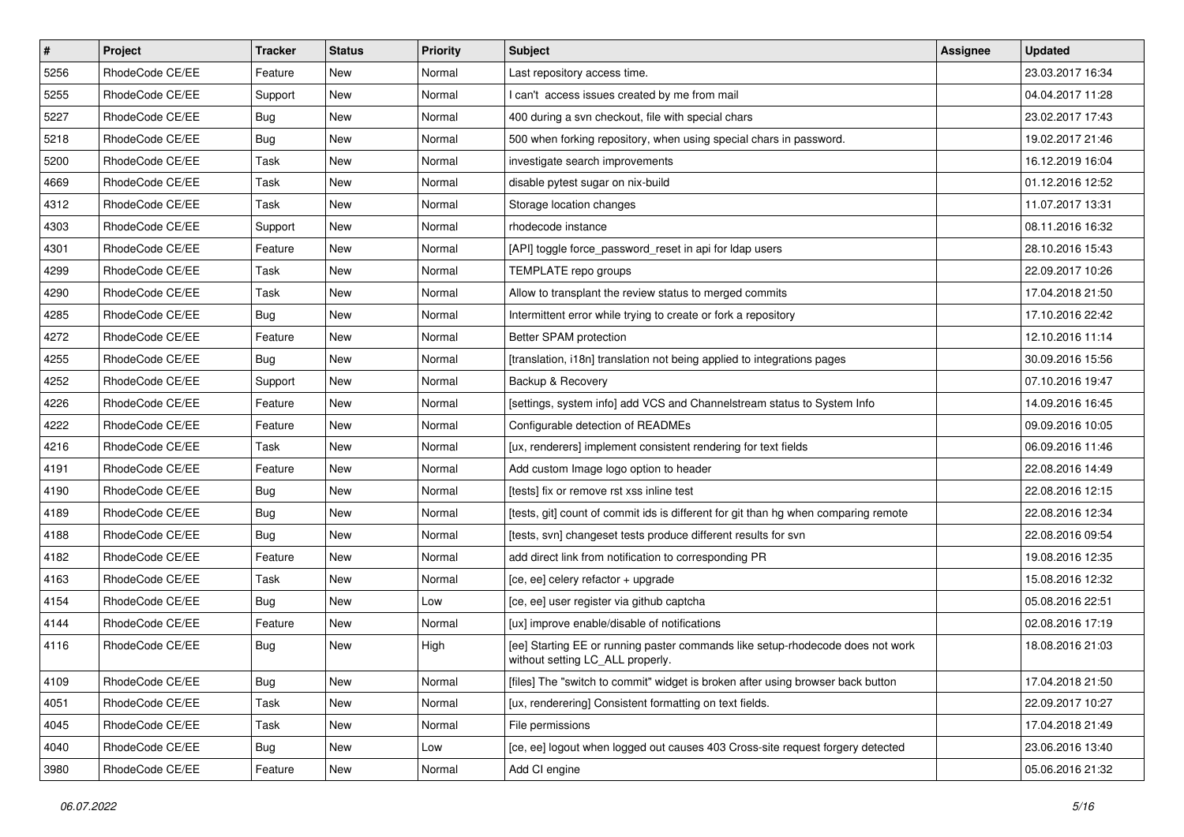| # | Project | Tracker | Status | Priority | Subject | Assignee | Updated |
|---|---|---|---|---|---|---|---|
| 5256 | RhodeCode CE/EE | Feature | New | Normal | Last repository access time. | | 23.03.2017 16:34 |
| 5255 | RhodeCode CE/EE | Support | New | Normal | I can't access issues created by me from mail | | 04.04.2017 11:28 |
| 5227 | RhodeCode CE/EE | Bug | New | Normal | 400 during a svn checkout, file with special chars | | 23.02.2017 17:43 |
| 5218 | RhodeCode CE/EE | Bug | New | Normal | 500 when forking repository, when using special chars in password. | | 19.02.2017 21:46 |
| 5200 | RhodeCode CE/EE | Task | New | Normal | investigate search improvements | | 16.12.2019 16:04 |
| 4669 | RhodeCode CE/EE | Task | New | Normal | disable pytest sugar on nix-build | | 01.12.2016 12:52 |
| 4312 | RhodeCode CE/EE | Task | New | Normal | Storage location changes | | 11.07.2017 13:31 |
| 4303 | RhodeCode CE/EE | Support | New | Normal | rhodecode instance | | 08.11.2016 16:32 |
| 4301 | RhodeCode CE/EE | Feature | New | Normal | [API] toggle force_password_reset in api for ldap users | | 28.10.2016 15:43 |
| 4299 | RhodeCode CE/EE | Task | New | Normal | TEMPLATE repo groups | | 22.09.2017 10:26 |
| 4290 | RhodeCode CE/EE | Task | New | Normal | Allow to transplant the review status to merged commits | | 17.04.2018 21:50 |
| 4285 | RhodeCode CE/EE | Bug | New | Normal | Intermittent error while trying to create or fork a repository | | 17.10.2016 22:42 |
| 4272 | RhodeCode CE/EE | Feature | New | Normal | Better SPAM protection | | 12.10.2016 11:14 |
| 4255 | RhodeCode CE/EE | Bug | New | Normal | [translation, i18n] translation not being applied to integrations pages | | 30.09.2016 15:56 |
| 4252 | RhodeCode CE/EE | Support | New | Normal | Backup & Recovery | | 07.10.2016 19:47 |
| 4226 | RhodeCode CE/EE | Feature | New | Normal | [settings, system info] add VCS and Channelstream status to System Info | | 14.09.2016 16:45 |
| 4222 | RhodeCode CE/EE | Feature | New | Normal | Configurable detection of READMEs | | 09.09.2016 10:05 |
| 4216 | RhodeCode CE/EE | Task | New | Normal | [ux, renderers] implement consistent rendering for text fields | | 06.09.2016 11:46 |
| 4191 | RhodeCode CE/EE | Feature | New | Normal | Add custom Image logo option to header | | 22.08.2016 14:49 |
| 4190 | RhodeCode CE/EE | Bug | New | Normal | [tests] fix or remove rst xss inline test | | 22.08.2016 12:15 |
| 4189 | RhodeCode CE/EE | Bug | New | Normal | [tests, git] count of commit ids is different for git than hg when comparing remote | | 22.08.2016 12:34 |
| 4188 | RhodeCode CE/EE | Bug | New | Normal | [tests, svn] changeset tests produce different results for svn | | 22.08.2016 09:54 |
| 4182 | RhodeCode CE/EE | Feature | New | Normal | add direct link from notification to corresponding PR | | 19.08.2016 12:35 |
| 4163 | RhodeCode CE/EE | Task | New | Normal | [ce, ee] celery refactor + upgrade | | 15.08.2016 12:32 |
| 4154 | RhodeCode CE/EE | Bug | New | Low | [ce, ee] user register via github captcha | | 05.08.2016 22:51 |
| 4144 | RhodeCode CE/EE | Feature | New | Normal | [ux] improve enable/disable of notifications | | 02.08.2016 17:19 |
| 4116 | RhodeCode CE/EE | Bug | New | High | [ee] Starting EE or running paster commands like setup-rhodecode does not work without setting LC_ALL properly. | | 18.08.2016 21:03 |
| 4109 | RhodeCode CE/EE | Bug | New | Normal | [files] The "switch to commit" widget is broken after using browser back button | | 17.04.2018 21:50 |
| 4051 | RhodeCode CE/EE | Task | New | Normal | [ux, renderering] Consistent formatting on text fields. | | 22.09.2017 10:27 |
| 4045 | RhodeCode CE/EE | Task | New | Normal | File permissions | | 17.04.2018 21:49 |
| 4040 | RhodeCode CE/EE | Bug | New | Low | [ce, ee] logout when logged out causes 403 Cross-site request forgery detected | | 23.06.2016 13:40 |
| 3980 | RhodeCode CE/EE | Feature | New | Normal | Add CI engine | | 05.06.2016 21:32 |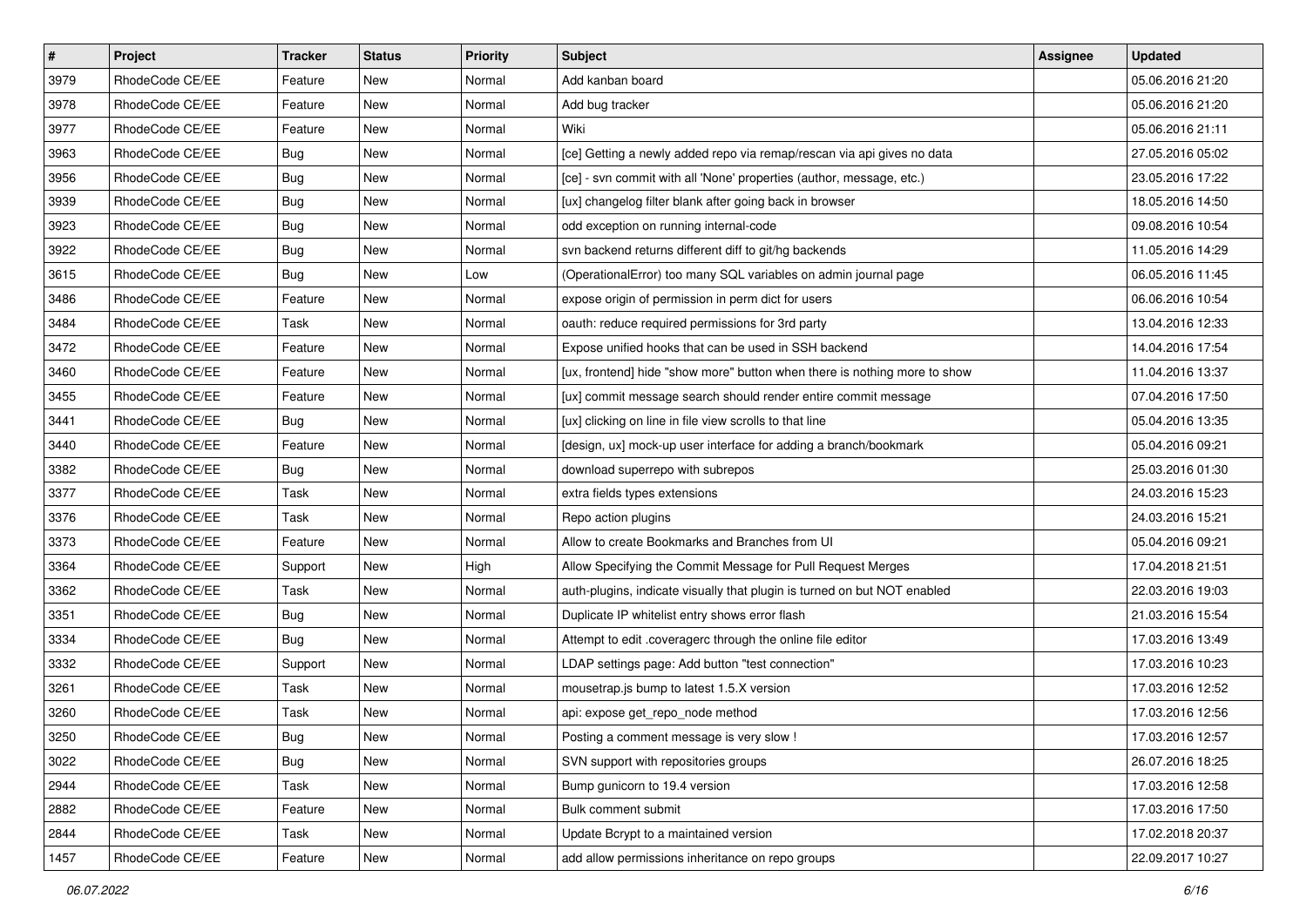| # | Project | Tracker | Status | Priority | Subject | Assignee | Updated |
|---|---|---|---|---|---|---|---|
| 3979 | RhodeCode CE/EE | Feature | New | Normal | Add kanban board | | 05.06.2016 21:20 |
| 3978 | RhodeCode CE/EE | Feature | New | Normal | Add bug tracker | | 05.06.2016 21:20 |
| 3977 | RhodeCode CE/EE | Feature | New | Normal | Wiki | | 05.06.2016 21:11 |
| 3963 | RhodeCode CE/EE | Bug | New | Normal | [ce] Getting a newly added repo via remap/rescan via api gives no data | | 27.05.2016 05:02 |
| 3956 | RhodeCode CE/EE | Bug | New | Normal | [ce] - svn commit with all 'None' properties (author, message, etc.) | | 23.05.2016 17:22 |
| 3939 | RhodeCode CE/EE | Bug | New | Normal | [ux] changelog filter blank after going back in browser | | 18.05.2016 14:50 |
| 3923 | RhodeCode CE/EE | Bug | New | Normal | odd exception on running internal-code | | 09.08.2016 10:54 |
| 3922 | RhodeCode CE/EE | Bug | New | Normal | svn backend returns different diff to git/hg backends | | 11.05.2016 14:29 |
| 3615 | RhodeCode CE/EE | Bug | New | Low | (OperationalError) too many SQL variables on admin journal page | | 06.05.2016 11:45 |
| 3486 | RhodeCode CE/EE | Feature | New | Normal | expose origin of permission in perm dict for users | | 06.06.2016 10:54 |
| 3484 | RhodeCode CE/EE | Task | New | Normal | oauth: reduce required permissions for 3rd party | | 13.04.2016 12:33 |
| 3472 | RhodeCode CE/EE | Feature | New | Normal | Expose unified hooks that can be used in SSH backend | | 14.04.2016 17:54 |
| 3460 | RhodeCode CE/EE | Feature | New | Normal | [ux, frontend] hide "show more" button when there is nothing more to show | | 11.04.2016 13:37 |
| 3455 | RhodeCode CE/EE | Feature | New | Normal | [ux] commit message search should render entire commit message | | 07.04.2016 17:50 |
| 3441 | RhodeCode CE/EE | Bug | New | Normal | [ux] clicking on line in file view scrolls to that line | | 05.04.2016 13:35 |
| 3440 | RhodeCode CE/EE | Feature | New | Normal | [design, ux] mock-up user interface for adding a branch/bookmark | | 05.04.2016 09:21 |
| 3382 | RhodeCode CE/EE | Bug | New | Normal | download superrepo with subrepos | | 25.03.2016 01:30 |
| 3377 | RhodeCode CE/EE | Task | New | Normal | extra fields types extensions | | 24.03.2016 15:23 |
| 3376 | RhodeCode CE/EE | Task | New | Normal | Repo action plugins | | 24.03.2016 15:21 |
| 3373 | RhodeCode CE/EE | Feature | New | Normal | Allow to create Bookmarks and Branches from UI | | 05.04.2016 09:21 |
| 3364 | RhodeCode CE/EE | Support | New | High | Allow Specifying the Commit Message for Pull Request Merges | | 17.04.2018 21:51 |
| 3362 | RhodeCode CE/EE | Task | New | Normal | auth-plugins, indicate visually that plugin is turned on but NOT enabled | | 22.03.2016 19:03 |
| 3351 | RhodeCode CE/EE | Bug | New | Normal | Duplicate IP whitelist entry shows error flash | | 21.03.2016 15:54 |
| 3334 | RhodeCode CE/EE | Bug | New | Normal | Attempt to edit .coveragerc through the online file editor | | 17.03.2016 13:49 |
| 3332 | RhodeCode CE/EE | Support | New | Normal | LDAP settings page: Add button "test connection" | | 17.03.2016 10:23 |
| 3261 | RhodeCode CE/EE | Task | New | Normal | mousetrap.js bump to latest 1.5.X version | | 17.03.2016 12:52 |
| 3260 | RhodeCode CE/EE | Task | New | Normal | api: expose get_repo_node method | | 17.03.2016 12:56 |
| 3250 | RhodeCode CE/EE | Bug | New | Normal | Posting a comment message is very slow ! | | 17.03.2016 12:57 |
| 3022 | RhodeCode CE/EE | Bug | New | Normal | SVN support with repositories groups | | 26.07.2016 18:25 |
| 2944 | RhodeCode CE/EE | Task | New | Normal | Bump gunicorn to 19.4 version | | 17.03.2016 12:58 |
| 2882 | RhodeCode CE/EE | Feature | New | Normal | Bulk comment submit | | 17.03.2016 17:50 |
| 2844 | RhodeCode CE/EE | Task | New | Normal | Update Bcrypt to a maintained version | | 17.02.2018 20:37 |
| 1457 | RhodeCode CE/EE | Feature | New | Normal | add allow permissions inheritance on repo groups | | 22.09.2017 10:27 |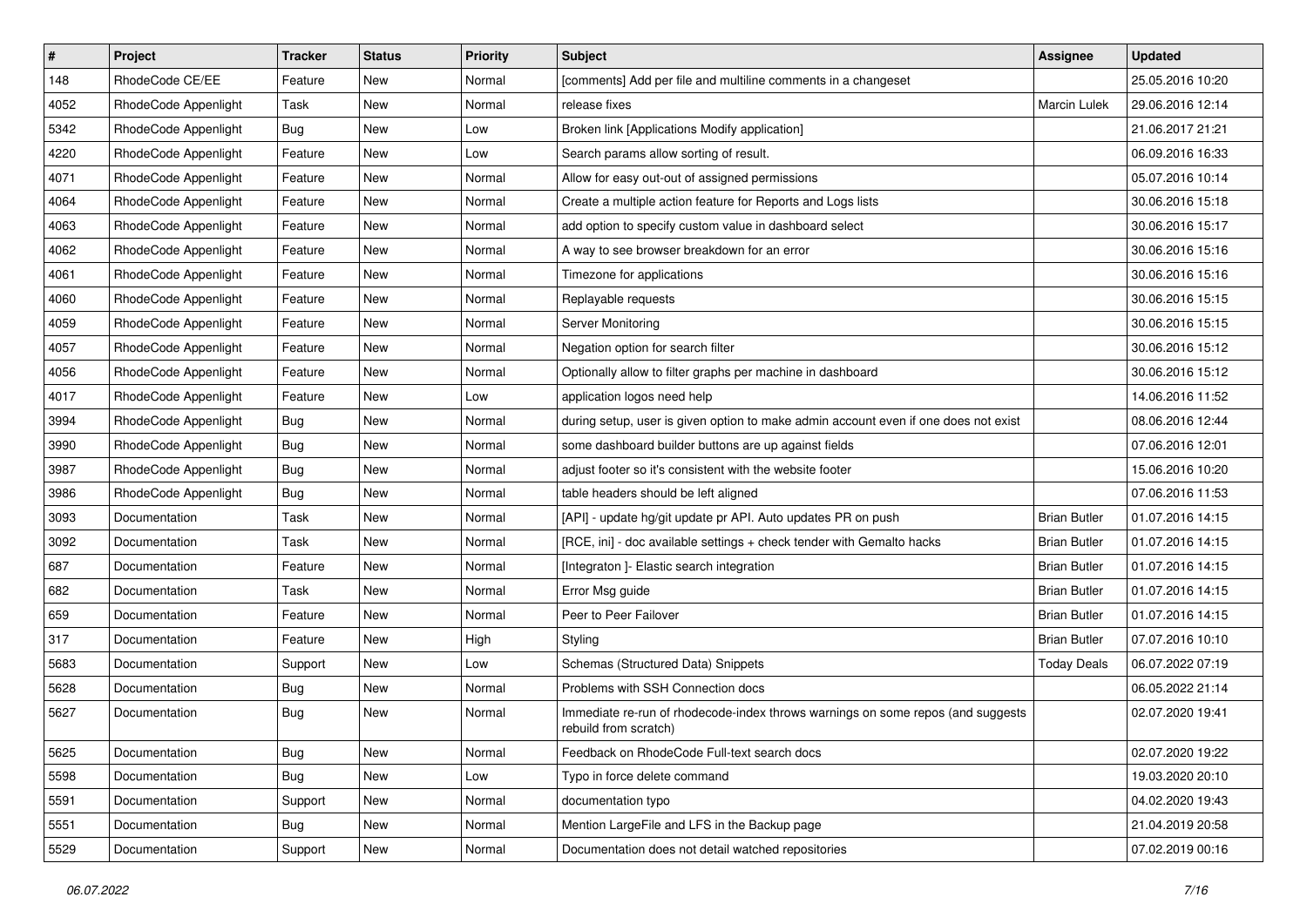| # | Project | Tracker | Status | Priority | Subject | Assignee | Updated |
|---|---|---|---|---|---|---|---|
| 148 | RhodeCode CE/EE | Feature | New | Normal | [comments] Add per file and multiline comments in a changeset | | 25.05.2016 10:20 |
| 4052 | RhodeCode Appenlight | Task | New | Normal | release fixes | Marcin Lulek | 29.06.2016 12:14 |
| 5342 | RhodeCode Appenlight | Bug | New | Low | Broken link [Applications Modify application] | | 21.06.2017 21:21 |
| 4220 | RhodeCode Appenlight | Feature | New | Low | Search params allow sorting of result. | | 06.09.2016 16:33 |
| 4071 | RhodeCode Appenlight | Feature | New | Normal | Allow for easy out-out of assigned permissions | | 05.07.2016 10:14 |
| 4064 | RhodeCode Appenlight | Feature | New | Normal | Create a multiple action feature for Reports and Logs lists | | 30.06.2016 15:18 |
| 4063 | RhodeCode Appenlight | Feature | New | Normal | add option to specify custom value in dashboard select | | 30.06.2016 15:17 |
| 4062 | RhodeCode Appenlight | Feature | New | Normal | A way to see browser breakdown for an error | | 30.06.2016 15:16 |
| 4061 | RhodeCode Appenlight | Feature | New | Normal | Timezone for applications | | 30.06.2016 15:16 |
| 4060 | RhodeCode Appenlight | Feature | New | Normal | Replayable requests | | 30.06.2016 15:15 |
| 4059 | RhodeCode Appenlight | Feature | New | Normal | Server Monitoring | | 30.06.2016 15:15 |
| 4057 | RhodeCode Appenlight | Feature | New | Normal | Negation option for search filter | | 30.06.2016 15:12 |
| 4056 | RhodeCode Appenlight | Feature | New | Normal | Optionally allow to filter graphs per machine in dashboard | | 30.06.2016 15:12 |
| 4017 | RhodeCode Appenlight | Feature | New | Low | application logos need help | | 14.06.2016 11:52 |
| 3994 | RhodeCode Appenlight | Bug | New | Normal | during setup, user is given option to make admin account even if one does not exist | | 08.06.2016 12:44 |
| 3990 | RhodeCode Appenlight | Bug | New | Normal | some dashboard builder buttons are up against fields | | 07.06.2016 12:01 |
| 3987 | RhodeCode Appenlight | Bug | New | Normal | adjust footer so it's consistent with the website footer | | 15.06.2016 10:20 |
| 3986 | RhodeCode Appenlight | Bug | New | Normal | table headers should be left aligned | | 07.06.2016 11:53 |
| 3093 | Documentation | Task | New | Normal | [API] - update hg/git update pr API. Auto updates PR on push | Brian Butler | 01.07.2016 14:15 |
| 3092 | Documentation | Task | New | Normal | [RCE, ini] - doc available settings + check tender with Gemalto hacks | Brian Butler | 01.07.2016 14:15 |
| 687 | Documentation | Feature | New | Normal | [Integraton ]- Elastic search integration | Brian Butler | 01.07.2016 14:15 |
| 682 | Documentation | Task | New | Normal | Error Msg guide | Brian Butler | 01.07.2016 14:15 |
| 659 | Documentation | Feature | New | Normal | Peer to Peer Failover | Brian Butler | 01.07.2016 14:15 |
| 317 | Documentation | Feature | New | High | Styling | Brian Butler | 07.07.2016 10:10 |
| 5683 | Documentation | Support | New | Low | Schemas (Structured Data) Snippets | Today Deals | 06.07.2022 07:19 |
| 5628 | Documentation | Bug | New | Normal | Problems with SSH Connection docs | | 06.05.2022 21:14 |
| 5627 | Documentation | Bug | New | Normal | Immediate re-run of rhodecode-index throws warnings on some repos (and suggests rebuild from scratch) | | 02.07.2020 19:41 |
| 5625 | Documentation | Bug | New | Normal | Feedback on RhodeCode Full-text search docs | | 02.07.2020 19:22 |
| 5598 | Documentation | Bug | New | Low | Typo in force delete command | | 19.03.2020 20:10 |
| 5591 | Documentation | Support | New | Normal | documentation typo | | 04.02.2020 19:43 |
| 5551 | Documentation | Bug | New | Normal | Mention LargeFile and LFS in the Backup page | | 21.04.2019 20:58 |
| 5529 | Documentation | Support | New | Normal | Documentation does not detail watched repositories | | 07.02.2019 00:16 |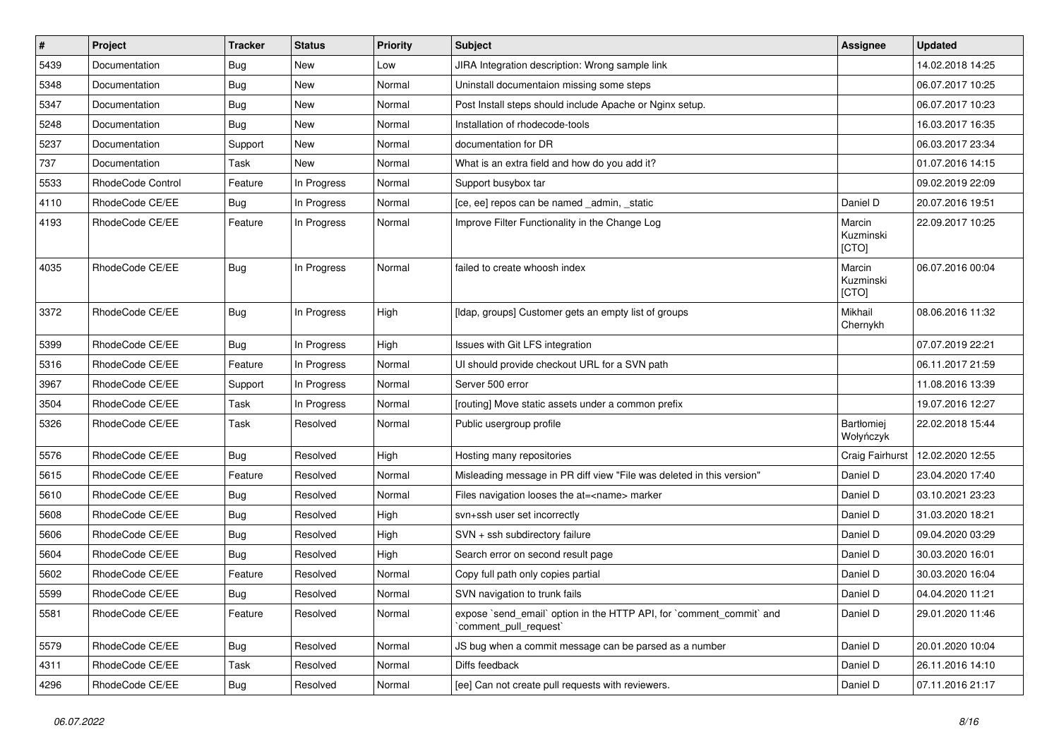| # | Project | Tracker | Status | Priority | Subject | Assignee | Updated |
|---|---|---|---|---|---|---|---|
| 5439 | Documentation | Bug | New | Low | JIRA Integration description: Wrong sample link | | 14.02.2018 14:25 |
| 5348 | Documentation | Bug | New | Normal | Uninstall documentaion missing some steps | | 06.07.2017 10:25 |
| 5347 | Documentation | Bug | New | Normal | Post Install steps should include Apache or Nginx setup. | | 06.07.2017 10:23 |
| 5248 | Documentation | Bug | New | Normal | Installation of rhodecode-tools | | 16.03.2017 16:35 |
| 5237 | Documentation | Support | New | Normal | documentation for DR | | 06.03.2017 23:34 |
| 737 | Documentation | Task | New | Normal | What is an extra field and how do you add it? | | 01.07.2016 14:15 |
| 5533 | RhodeCode Control | Feature | In Progress | Normal | Support busybox tar | | 09.02.2019 22:09 |
| 4110 | RhodeCode CE/EE | Bug | In Progress | Normal | [ce, ee] repos can be named _admin, _static | Daniel D | 20.07.2016 19:51 |
| 4193 | RhodeCode CE/EE | Feature | In Progress | Normal | Improve Filter Functionality in the Change Log | Marcin Kuzminski [CTO] | 22.09.2017 10:25 |
| 4035 | RhodeCode CE/EE | Bug | In Progress | Normal | failed to create whoosh index | Marcin Kuzminski [CTO] | 06.07.2016 00:04 |
| 3372 | RhodeCode CE/EE | Bug | In Progress | High | [ldap, groups] Customer gets an empty list of groups | Mikhail Chernykh | 08.06.2016 11:32 |
| 5399 | RhodeCode CE/EE | Bug | In Progress | High | Issues with Git LFS integration | | 07.07.2019 22:21 |
| 5316 | RhodeCode CE/EE | Feature | In Progress | Normal | UI should provide checkout URL for a SVN path | | 06.11.2017 21:59 |
| 3967 | RhodeCode CE/EE | Support | In Progress | Normal | Server 500 error | | 11.08.2016 13:39 |
| 3504 | RhodeCode CE/EE | Task | In Progress | Normal | [routing] Move static assets under a common prefix | | 19.07.2016 12:27 |
| 5326 | RhodeCode CE/EE | Task | Resolved | Normal | Public usergroup profile | Bartłomiej Wołyńczyk | 22.02.2018 15:44 |
| 5576 | RhodeCode CE/EE | Bug | Resolved | High | Hosting many repositories | Craig Fairhurst | 12.02.2020 12:55 |
| 5615 | RhodeCode CE/EE | Feature | Resolved | Normal | Misleading message in PR diff view "File was deleted in this version" | Daniel D | 23.04.2020 17:40 |
| 5610 | RhodeCode CE/EE | Bug | Resolved | Normal | Files navigation looses the at=<name> marker | Daniel D | 03.10.2021 23:23 |
| 5608 | RhodeCode CE/EE | Bug | Resolved | High | svn+ssh user set incorrectly | Daniel D | 31.03.2020 18:21 |
| 5606 | RhodeCode CE/EE | Bug | Resolved | High | SVN + ssh subdirectory failure | Daniel D | 09.04.2020 03:29 |
| 5604 | RhodeCode CE/EE | Bug | Resolved | High | Search error on second result page | Daniel D | 30.03.2020 16:01 |
| 5602 | RhodeCode CE/EE | Feature | Resolved | Normal | Copy full path only copies partial | Daniel D | 30.03.2020 16:04 |
| 5599 | RhodeCode CE/EE | Bug | Resolved | Normal | SVN navigation to trunk fails | Daniel D | 04.04.2020 11:21 |
| 5581 | RhodeCode CE/EE | Feature | Resolved | Normal | expose `send_email` option in the HTTP API, for `comment_commit` and `comment_pull_request` | Daniel D | 29.01.2020 11:46 |
| 5579 | RhodeCode CE/EE | Bug | Resolved | Normal | JS bug when a commit message can be parsed as a number | Daniel D | 20.01.2020 10:04 |
| 4311 | RhodeCode CE/EE | Task | Resolved | Normal | Diffs feedback | Daniel D | 26.11.2016 14:10 |
| 4296 | RhodeCode CE/EE | Bug | Resolved | Normal | [ee] Can not create pull requests with reviewers. | Daniel D | 07.11.2016 21:17 |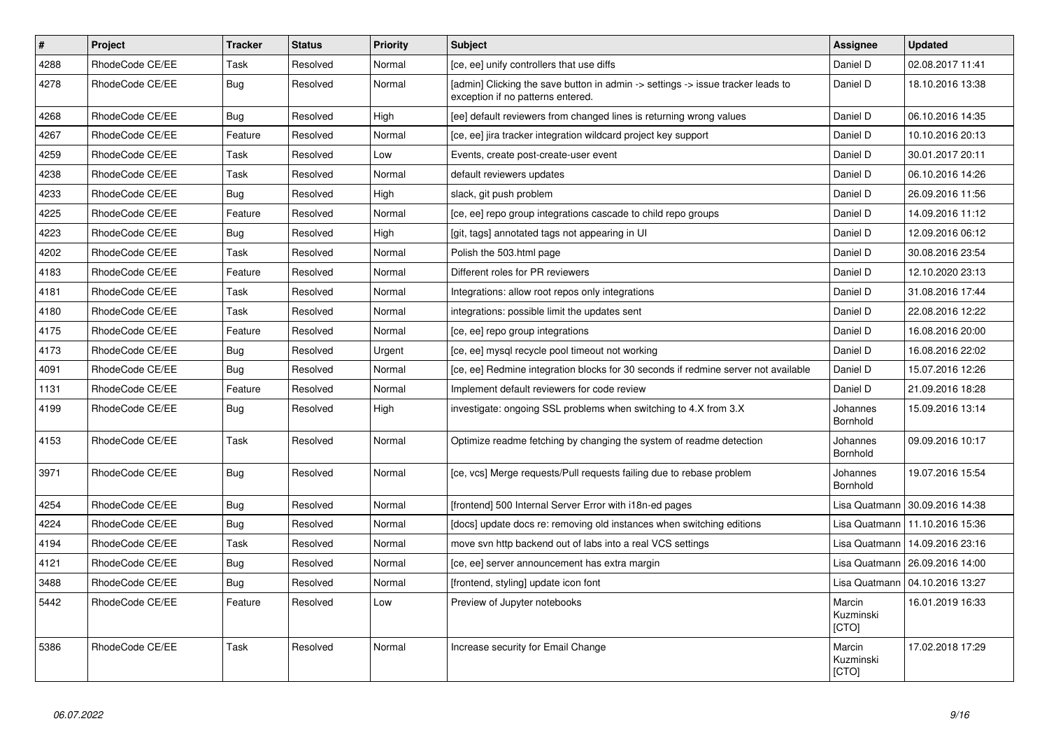| # | Project | Tracker | Status | Priority | Subject | Assignee | Updated |
|---|---|---|---|---|---|---|---|
| 4288 | RhodeCode CE/EE | Task | Resolved | Normal | [ce, ee] unify controllers that use diffs | Daniel D | 02.08.2017 11:41 |
| 4278 | RhodeCode CE/EE | Bug | Resolved | Normal | [admin] Clicking the save button in admin -> settings -> issue tracker leads to exception if no patterns entered. | Daniel D | 18.10.2016 13:38 |
| 4268 | RhodeCode CE/EE | Bug | Resolved | High | [ee] default reviewers from changed lines is returning wrong values | Daniel D | 06.10.2016 14:35 |
| 4267 | RhodeCode CE/EE | Feature | Resolved | Normal | [ce, ee] jira tracker integration wildcard project key support | Daniel D | 10.10.2016 20:13 |
| 4259 | RhodeCode CE/EE | Task | Resolved | Low | Events, create post-create-user event | Daniel D | 30.01.2017 20:11 |
| 4238 | RhodeCode CE/EE | Task | Resolved | Normal | default reviewers updates | Daniel D | 06.10.2016 14:26 |
| 4233 | RhodeCode CE/EE | Bug | Resolved | High | slack, git push problem | Daniel D | 26.09.2016 11:56 |
| 4225 | RhodeCode CE/EE | Feature | Resolved | Normal | [ce, ee] repo group integrations cascade to child repo groups | Daniel D | 14.09.2016 11:12 |
| 4223 | RhodeCode CE/EE | Bug | Resolved | High | [git, tags] annotated tags not appearing in UI | Daniel D | 12.09.2016 06:12 |
| 4202 | RhodeCode CE/EE | Task | Resolved | Normal | Polish the 503.html page | Daniel D | 30.08.2016 23:54 |
| 4183 | RhodeCode CE/EE | Feature | Resolved | Normal | Different roles for PR reviewers | Daniel D | 12.10.2020 23:13 |
| 4181 | RhodeCode CE/EE | Task | Resolved | Normal | Integrations: allow root repos only integrations | Daniel D | 31.08.2016 17:44 |
| 4180 | RhodeCode CE/EE | Task | Resolved | Normal | integrations: possible limit the updates sent | Daniel D | 22.08.2016 12:22 |
| 4175 | RhodeCode CE/EE | Feature | Resolved | Normal | [ce, ee] repo group integrations | Daniel D | 16.08.2016 20:00 |
| 4173 | RhodeCode CE/EE | Bug | Resolved | Urgent | [ce, ee] mysql recycle pool timeout not working | Daniel D | 16.08.2016 22:02 |
| 4091 | RhodeCode CE/EE | Bug | Resolved | Normal | [ce, ee] Redmine integration blocks for 30 seconds if redmine server not available | Daniel D | 15.07.2016 12:26 |
| 1131 | RhodeCode CE/EE | Feature | Resolved | Normal | Implement default reviewers for code review | Daniel D | 21.09.2016 18:28 |
| 4199 | RhodeCode CE/EE | Bug | Resolved | High | investigate: ongoing SSL problems when switching to 4.X from 3.X | Johannes Bornhold | 15.09.2016 13:14 |
| 4153 | RhodeCode CE/EE | Task | Resolved | Normal | Optimize readme fetching by changing the system of readme detection | Johannes Bornhold | 09.09.2016 10:17 |
| 3971 | RhodeCode CE/EE | Bug | Resolved | Normal | [ce, vcs] Merge requests/Pull requests failing due to rebase problem | Johannes Bornhold | 19.07.2016 15:54 |
| 4254 | RhodeCode CE/EE | Bug | Resolved | Normal | [frontend] 500 Internal Server Error with i18n-ed pages | Lisa Quatmann | 30.09.2016 14:38 |
| 4224 | RhodeCode CE/EE | Bug | Resolved | Normal | [docs] update docs re: removing old instances when switching editions | Lisa Quatmann | 11.10.2016 15:36 |
| 4194 | RhodeCode CE/EE | Task | Resolved | Normal | move svn http backend out of labs into a real VCS settings | Lisa Quatmann | 14.09.2016 23:16 |
| 4121 | RhodeCode CE/EE | Bug | Resolved | Normal | [ce, ee] server announcement has extra margin | Lisa Quatmann | 26.09.2016 14:00 |
| 3488 | RhodeCode CE/EE | Bug | Resolved | Normal | [frontend, styling] update icon font | Lisa Quatmann | 04.10.2016 13:27 |
| 5442 | RhodeCode CE/EE | Feature | Resolved | Low | Preview of Jupyter notebooks | Marcin Kuzminski [CTO] | 16.01.2019 16:33 |
| 5386 | RhodeCode CE/EE | Task | Resolved | Normal | Increase security for Email Change | Marcin Kuzminski [CTO] | 17.02.2018 17:29 |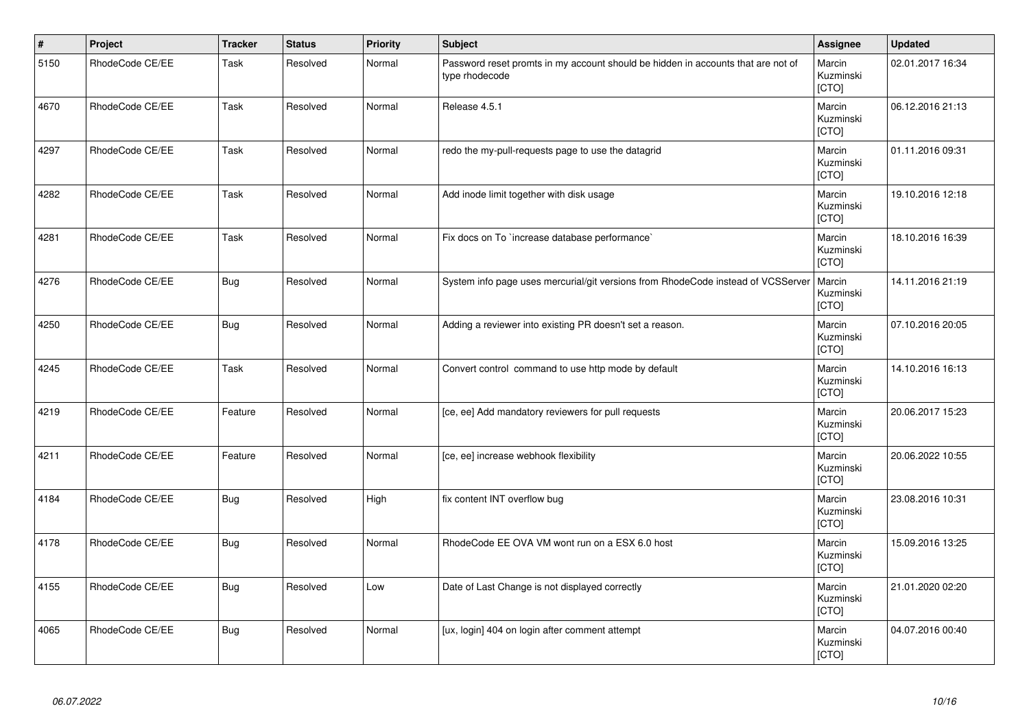| # | Project | Tracker | Status | Priority | Subject | Assignee | Updated |
|---|---|---|---|---|---|---|---|
| 5150 | RhodeCode CE/EE | Task | Resolved | Normal | Password reset promts in my account should be hidden in accounts that are not of type rhodecode | Marcin Kuzminski [CTO] | 02.01.2017 16:34 |
| 4670 | RhodeCode CE/EE | Task | Resolved | Normal | Release 4.5.1 | Marcin Kuzminski [CTO] | 06.12.2016 21:13 |
| 4297 | RhodeCode CE/EE | Task | Resolved | Normal | redo the my-pull-requests page to use the datagrid | Marcin Kuzminski [CTO] | 01.11.2016 09:31 |
| 4282 | RhodeCode CE/EE | Task | Resolved | Normal | Add inode limit together with disk usage | Marcin Kuzminski [CTO] | 19.10.2016 12:18 |
| 4281 | RhodeCode CE/EE | Task | Resolved | Normal | Fix docs on To `increase database performance` | Marcin Kuzminski [CTO] | 18.10.2016 16:39 |
| 4276 | RhodeCode CE/EE | Bug | Resolved | Normal | System info page uses mercurial/git versions from RhodeCode instead of VCSServer | Marcin Kuzminski [CTO] | 14.11.2016 21:19 |
| 4250 | RhodeCode CE/EE | Bug | Resolved | Normal | Adding a reviewer into existing PR doesn't set a reason. | Marcin Kuzminski [CTO] | 07.10.2016 20:05 |
| 4245 | RhodeCode CE/EE | Task | Resolved | Normal | Convert control command to use http mode by default | Marcin Kuzminski [CTO] | 14.10.2016 16:13 |
| 4219 | RhodeCode CE/EE | Feature | Resolved | Normal | [ce, ee] Add mandatory reviewers for pull requests | Marcin Kuzminski [CTO] | 20.06.2017 15:23 |
| 4211 | RhodeCode CE/EE | Feature | Resolved | Normal | [ce, ee] increase webhook flexibility | Marcin Kuzminski [CTO] | 20.06.2022 10:55 |
| 4184 | RhodeCode CE/EE | Bug | Resolved | High | fix content INT overflow bug | Marcin Kuzminski [CTO] | 23.08.2016 10:31 |
| 4178 | RhodeCode CE/EE | Bug | Resolved | Normal | RhodeCode EE OVA VM wont run on a ESX 6.0 host | Marcin Kuzminski [CTO] | 15.09.2016 13:25 |
| 4155 | RhodeCode CE/EE | Bug | Resolved | Low | Date of Last Change is not displayed correctly | Marcin Kuzminski [CTO] | 21.01.2020 02:20 |
| 4065 | RhodeCode CE/EE | Bug | Resolved | Normal | [ux, login] 404 on login after comment attempt | Marcin Kuzminski [CTO] | 04.07.2016 00:40 |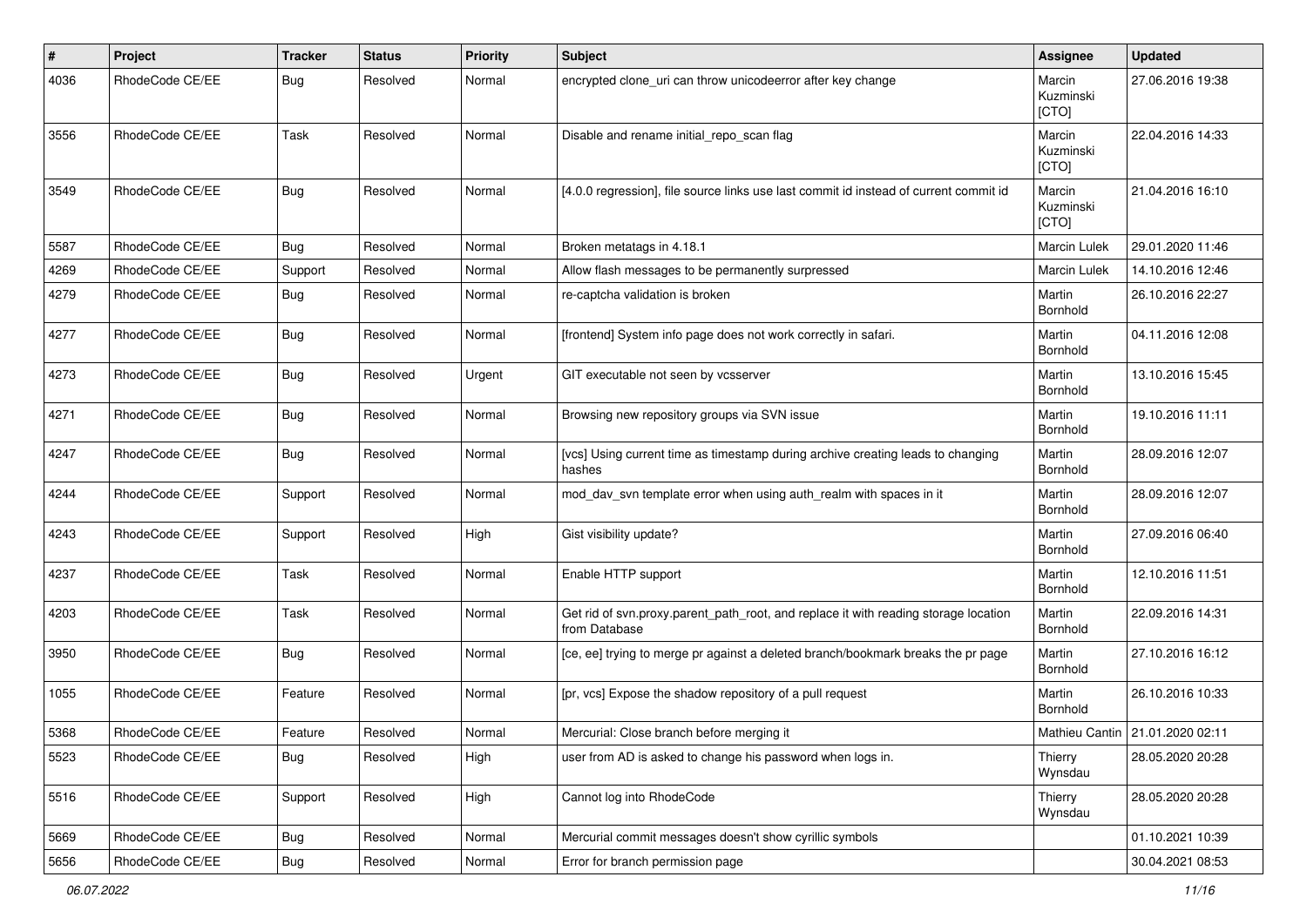| # | Project | Tracker | Status | Priority | Subject | Assignee | Updated |
| --- | --- | --- | --- | --- | --- | --- | --- |
| 4036 | RhodeCode CE/EE | Bug | Resolved | Normal | encrypted clone_uri can throw unicodeerror after key change | Marcin Kuzminski [CTO] | 27.06.2016 19:38 |
| 3556 | RhodeCode CE/EE | Task | Resolved | Normal | Disable and rename initial_repo_scan flag | Marcin Kuzminski [CTO] | 22.04.2016 14:33 |
| 3549 | RhodeCode CE/EE | Bug | Resolved | Normal | [4.0.0 regression], file source links use last commit id instead of current commit id | Marcin Kuzminski [CTO] | 21.04.2016 16:10 |
| 5587 | RhodeCode CE/EE | Bug | Resolved | Normal | Broken metatags in 4.18.1 | Marcin Lulek | 29.01.2020 11:46 |
| 4269 | RhodeCode CE/EE | Support | Resolved | Normal | Allow flash messages to be permanently surpressed | Marcin Lulek | 14.10.2016 12:46 |
| 4279 | RhodeCode CE/EE | Bug | Resolved | Normal | re-captcha validation is broken | Martin Bornhold | 26.10.2016 22:27 |
| 4277 | RhodeCode CE/EE | Bug | Resolved | Normal | [frontend] System info page does not work correctly in safari. | Martin Bornhold | 04.11.2016 12:08 |
| 4273 | RhodeCode CE/EE | Bug | Resolved | Urgent | GIT executable not seen by vcsserver | Martin Bornhold | 13.10.2016 15:45 |
| 4271 | RhodeCode CE/EE | Bug | Resolved | Normal | Browsing new repository groups via SVN issue | Martin Bornhold | 19.10.2016 11:11 |
| 4247 | RhodeCode CE/EE | Bug | Resolved | Normal | [vcs] Using current time as timestamp during archive creating leads to changing hashes | Martin Bornhold | 28.09.2016 12:07 |
| 4244 | RhodeCode CE/EE | Support | Resolved | Normal | mod_dav_svn template error when using auth_realm with spaces in it | Martin Bornhold | 28.09.2016 12:07 |
| 4243 | RhodeCode CE/EE | Support | Resolved | High | Gist visibility update? | Martin Bornhold | 27.09.2016 06:40 |
| 4237 | RhodeCode CE/EE | Task | Resolved | Normal | Enable HTTP support | Martin Bornhold | 12.10.2016 11:51 |
| 4203 | RhodeCode CE/EE | Task | Resolved | Normal | Get rid of svn.proxy.parent_path_root, and replace it with reading storage location from Database | Martin Bornhold | 22.09.2016 14:31 |
| 3950 | RhodeCode CE/EE | Bug | Resolved | Normal | [ce, ee] trying to merge pr against a deleted branch/bookmark breaks the pr page | Martin Bornhold | 27.10.2016 16:12 |
| 1055 | RhodeCode CE/EE | Feature | Resolved | Normal | [pr, vcs] Expose the shadow repository of a pull request | Martin Bornhold | 26.10.2016 10:33 |
| 5368 | RhodeCode CE/EE | Feature | Resolved | Normal | Mercurial: Close branch before merging it | Mathieu Cantin | 21.01.2020 02:11 |
| 5523 | RhodeCode CE/EE | Bug | Resolved | High | user from AD is asked to change his password when logs in. | Thierry Wynsdau | 28.05.2020 20:28 |
| 5516 | RhodeCode CE/EE | Support | Resolved | High | Cannot log into RhodeCode | Thierry Wynsdau | 28.05.2020 20:28 |
| 5669 | RhodeCode CE/EE | Bug | Resolved | Normal | Mercurial commit messages doesn't show cyrillic symbols | | 01.10.2021 10:39 |
| 5656 | RhodeCode CE/EE | Bug | Resolved | Normal | Error for branch permission page | | 30.04.2021 08:53 |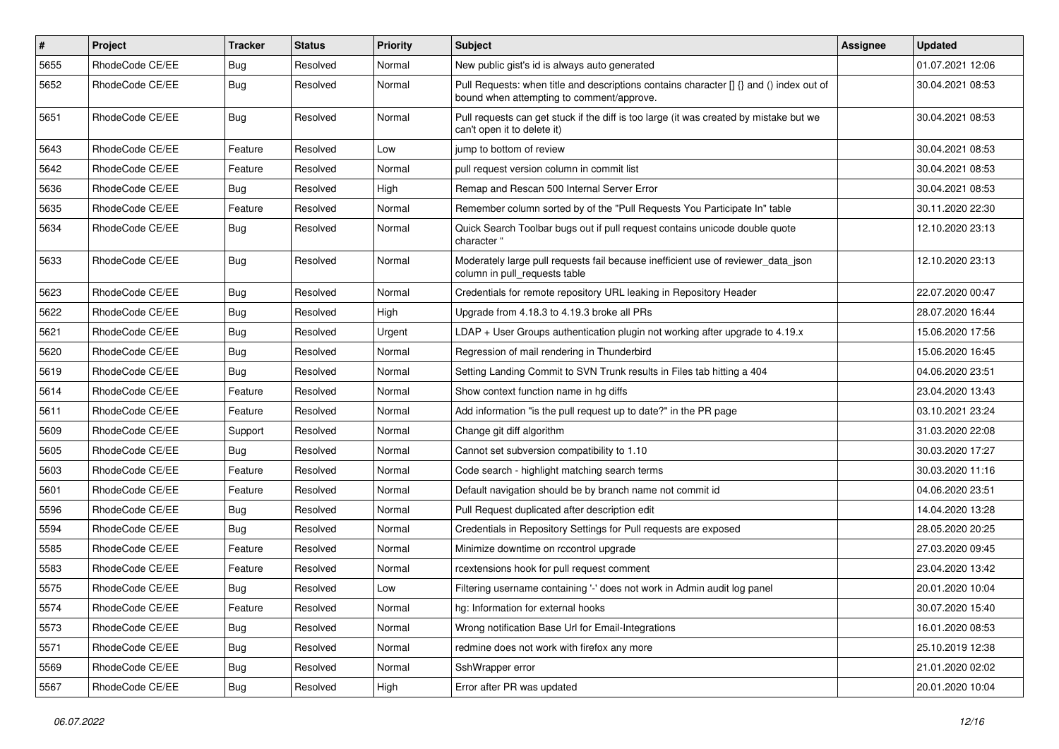| # | Project | Tracker | Status | Priority | Subject | Assignee | Updated |
| --- | --- | --- | --- | --- | --- | --- | --- |
| 5655 | RhodeCode CE/EE | Bug | Resolved | Normal | New public gist's id is always auto generated | | 01.07.2021 12:06 |
| 5652 | RhodeCode CE/EE | Bug | Resolved | Normal | Pull Requests: when title and descriptions contains character [] {} and () index out of bound when attempting to comment/approve. | | 30.04.2021 08:53 |
| 5651 | RhodeCode CE/EE | Bug | Resolved | Normal | Pull requests can get stuck if the diff is too large (it was created by mistake but we can't open it to delete it) | | 30.04.2021 08:53 |
| 5643 | RhodeCode CE/EE | Feature | Resolved | Low | jump to bottom of review | | 30.04.2021 08:53 |
| 5642 | RhodeCode CE/EE | Feature | Resolved | Normal | pull request version column in commit list | | 30.04.2021 08:53 |
| 5636 | RhodeCode CE/EE | Bug | Resolved | High | Remap and Rescan 500 Internal Server Error | | 30.04.2021 08:53 |
| 5635 | RhodeCode CE/EE | Feature | Resolved | Normal | Remember column sorted by of the "Pull Requests You Participate In" table | | 30.11.2020 22:30 |
| 5634 | RhodeCode CE/EE | Bug | Resolved | Normal | Quick Search Toolbar bugs out if pull request contains unicode double quote character " | | 12.10.2020 23:13 |
| 5633 | RhodeCode CE/EE | Bug | Resolved | Normal | Moderately large pull requests fail because inefficient use of reviewer_data_json column in pull_requests table | | 12.10.2020 23:13 |
| 5623 | RhodeCode CE/EE | Bug | Resolved | Normal | Credentials for remote repository URL leaking in Repository Header | | 22.07.2020 00:47 |
| 5622 | RhodeCode CE/EE | Bug | Resolved | High | Upgrade from 4.18.3 to 4.19.3 broke all PRs | | 28.07.2020 16:44 |
| 5621 | RhodeCode CE/EE | Bug | Resolved | Urgent | LDAP + User Groups authentication plugin not working after upgrade to 4.19.x | | 15.06.2020 17:56 |
| 5620 | RhodeCode CE/EE | Bug | Resolved | Normal | Regression of mail rendering in Thunderbird | | 15.06.2020 16:45 |
| 5619 | RhodeCode CE/EE | Bug | Resolved | Normal | Setting Landing Commit to SVN Trunk results in Files tab hitting a 404 | | 04.06.2020 23:51 |
| 5614 | RhodeCode CE/EE | Feature | Resolved | Normal | Show context function name in hg diffs | | 23.04.2020 13:43 |
| 5611 | RhodeCode CE/EE | Feature | Resolved | Normal | Add information "is the pull request up to date?" in the PR page | | 03.10.2021 23:24 |
| 5609 | RhodeCode CE/EE | Support | Resolved | Normal | Change git diff algorithm | | 31.03.2020 22:08 |
| 5605 | RhodeCode CE/EE | Bug | Resolved | Normal | Cannot set subversion compatibility to 1.10 | | 30.03.2020 17:27 |
| 5603 | RhodeCode CE/EE | Feature | Resolved | Normal | Code search - highlight matching search terms | | 30.03.2020 11:16 |
| 5601 | RhodeCode CE/EE | Feature | Resolved | Normal | Default navigation should be by branch name not commit id | | 04.06.2020 23:51 |
| 5596 | RhodeCode CE/EE | Bug | Resolved | Normal | Pull Request duplicated after description edit | | 14.04.2020 13:28 |
| 5594 | RhodeCode CE/EE | Bug | Resolved | Normal | Credentials in Repository Settings for Pull requests are exposed | | 28.05.2020 20:25 |
| 5585 | RhodeCode CE/EE | Feature | Resolved | Normal | Minimize downtime on rccontrol upgrade | | 27.03.2020 09:45 |
| 5583 | RhodeCode CE/EE | Feature | Resolved | Normal | rcextensions hook for pull request comment | | 23.04.2020 13:42 |
| 5575 | RhodeCode CE/EE | Bug | Resolved | Low | Filtering username containing '-' does not work in Admin audit log panel | | 20.01.2020 10:04 |
| 5574 | RhodeCode CE/EE | Feature | Resolved | Normal | hg: Information for external hooks | | 30.07.2020 15:40 |
| 5573 | RhodeCode CE/EE | Bug | Resolved | Normal | Wrong notification Base Url for Email-Integrations | | 16.01.2020 08:53 |
| 5571 | RhodeCode CE/EE | Bug | Resolved | Normal | redmine does not work with firefox any more | | 25.10.2019 12:38 |
| 5569 | RhodeCode CE/EE | Bug | Resolved | Normal | SshWrapper error | | 21.01.2020 02:02 |
| 5567 | RhodeCode CE/EE | Bug | Resolved | High | Error after PR was updated | | 20.01.2020 10:04 |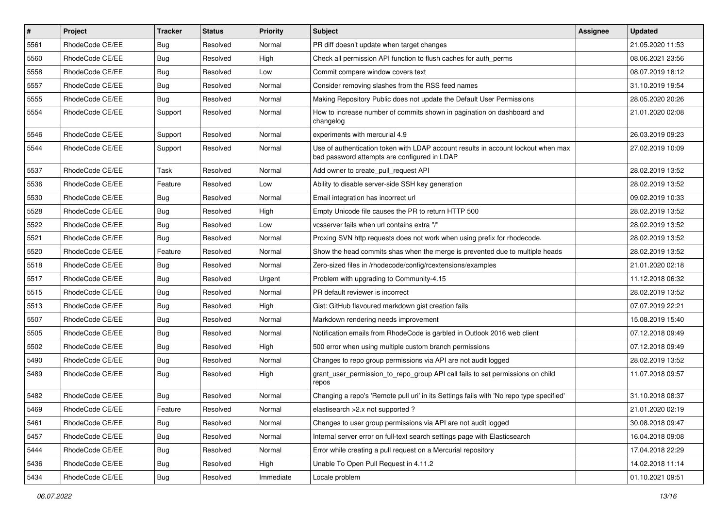| # | Project | Tracker | Status | Priority | Subject | Assignee | Updated |
|---|---|---|---|---|---|---|---|
| 5561 | RhodeCode CE/EE | Bug | Resolved | Normal | PR diff doesn't update when target changes | | 21.05.2020 11:53 |
| 5560 | RhodeCode CE/EE | Bug | Resolved | High | Check all permission API function to flush caches for auth_perms | | 08.06.2021 23:56 |
| 5558 | RhodeCode CE/EE | Bug | Resolved | Low | Commit compare window covers text | | 08.07.2019 18:12 |
| 5557 | RhodeCode CE/EE | Bug | Resolved | Normal | Consider removing slashes from the RSS feed names | | 31.10.2019 19:54 |
| 5555 | RhodeCode CE/EE | Bug | Resolved | Normal | Making Repository Public does not update the Default User Permissions | | 28.05.2020 20:26 |
| 5554 | RhodeCode CE/EE | Support | Resolved | Normal | How to increase number of commits shown in pagination on dashboard and changelog | | 21.01.2020 02:08 |
| 5546 | RhodeCode CE/EE | Support | Resolved | Normal | experiments with mercurial 4.9 | | 26.03.2019 09:23 |
| 5544 | RhodeCode CE/EE | Support | Resolved | Normal | Use of authentication token with LDAP account results in account lockout when max bad password attempts are configured in LDAP | | 27.02.2019 10:09 |
| 5537 | RhodeCode CE/EE | Task | Resolved | Normal | Add owner to create_pull_request API | | 28.02.2019 13:52 |
| 5536 | RhodeCode CE/EE | Feature | Resolved | Low | Ability to disable server-side SSH key generation | | 28.02.2019 13:52 |
| 5530 | RhodeCode CE/EE | Bug | Resolved | Normal | Email integration has incorrect url | | 09.02.2019 10:33 |
| 5528 | RhodeCode CE/EE | Bug | Resolved | High | Empty Unicode file causes the PR to return HTTP 500 | | 28.02.2019 13:52 |
| 5522 | RhodeCode CE/EE | Bug | Resolved | Low | vcsserver fails when url contains extra "/" | | 28.02.2019 13:52 |
| 5521 | RhodeCode CE/EE | Bug | Resolved | Normal | Proxing SVN http requests does not work when using prefix for rhodecode. | | 28.02.2019 13:52 |
| 5520 | RhodeCode CE/EE | Feature | Resolved | Normal | Show the head commits shas when the merge is prevented due to multiple heads | | 28.02.2019 13:52 |
| 5518 | RhodeCode CE/EE | Bug | Resolved | Normal | Zero-sized files in /rhodecode/config/rcextensions/examples | | 21.01.2020 02:18 |
| 5517 | RhodeCode CE/EE | Bug | Resolved | Urgent | Problem with upgrading to Community-4.15 | | 11.12.2018 06:32 |
| 5515 | RhodeCode CE/EE | Bug | Resolved | Normal | PR default reviewer is incorrect | | 28.02.2019 13:52 |
| 5513 | RhodeCode CE/EE | Bug | Resolved | High | Gist: GitHub flavoured markdown gist creation fails | | 07.07.2019 22:21 |
| 5507 | RhodeCode CE/EE | Bug | Resolved | Normal | Markdown rendering needs improvement | | 15.08.2019 15:40 |
| 5505 | RhodeCode CE/EE | Bug | Resolved | Normal | Notification emails from RhodeCode is garbled in Outlook 2016 web client | | 07.12.2018 09:49 |
| 5502 | RhodeCode CE/EE | Bug | Resolved | High | 500 error when using multiple custom branch permissions | | 07.12.2018 09:49 |
| 5490 | RhodeCode CE/EE | Bug | Resolved | Normal | Changes to repo group permissions via API are not audit logged | | 28.02.2019 13:52 |
| 5489 | RhodeCode CE/EE | Bug | Resolved | High | grant_user_permission_to_repo_group API call fails to set permissions on child repos | | 11.07.2018 09:57 |
| 5482 | RhodeCode CE/EE | Bug | Resolved | Normal | Changing a repo's 'Remote pull uri' in its Settings fails with 'No repo type specified' | | 31.10.2018 08:37 |
| 5469 | RhodeCode CE/EE | Feature | Resolved | Normal | elastisearch >2.x not supported ? | | 21.01.2020 02:19 |
| 5461 | RhodeCode CE/EE | Bug | Resolved | Normal | Changes to user group permissions via API are not audit logged | | 30.08.2018 09:47 |
| 5457 | RhodeCode CE/EE | Bug | Resolved | Normal | Internal server error on full-text search settings page with Elasticsearch | | 16.04.2018 09:08 |
| 5444 | RhodeCode CE/EE | Bug | Resolved | Normal | Error while creating a pull request on a Mercurial repository | | 17.04.2018 22:29 |
| 5436 | RhodeCode CE/EE | Bug | Resolved | High | Unable To Open Pull Request in 4.11.2 | | 14.02.2018 11:14 |
| 5434 | RhodeCode CE/EE | Bug | Resolved | Immediate | Locale problem | | 01.10.2021 09:51 |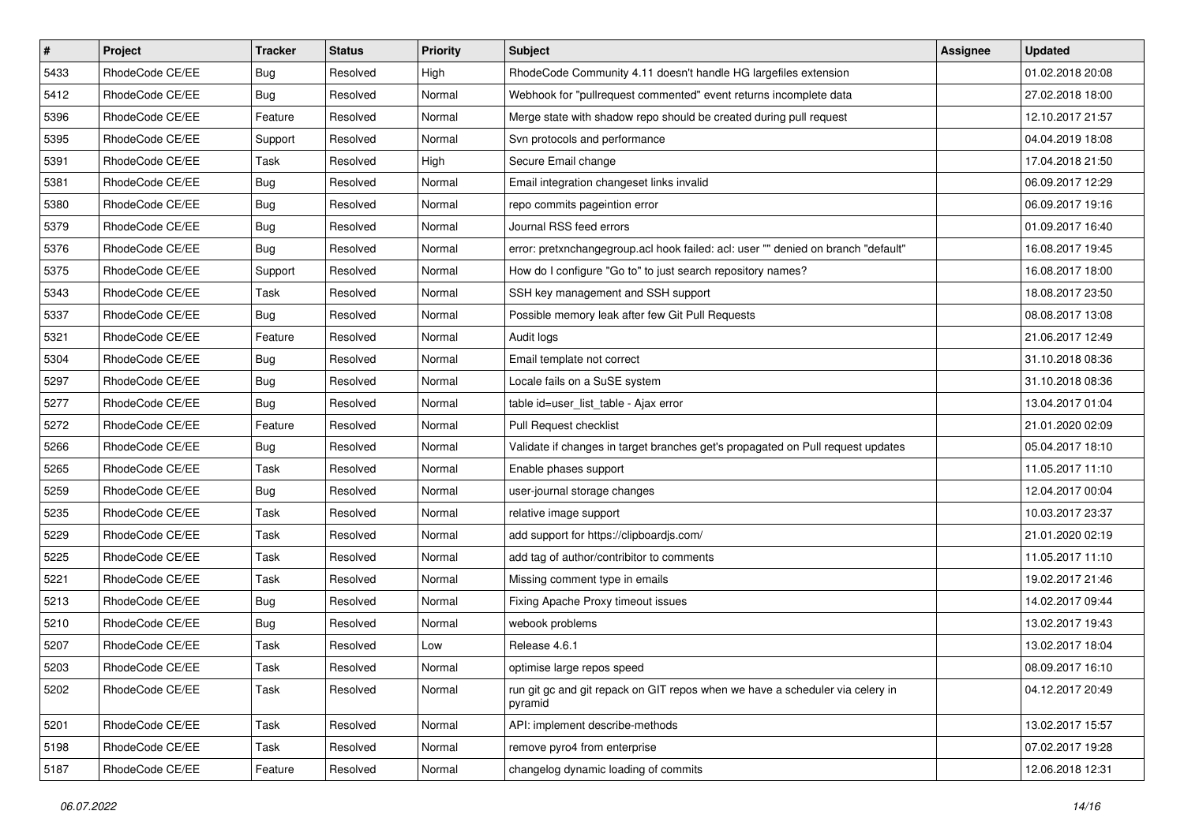| # | Project | Tracker | Status | Priority | Subject | Assignee | Updated |
|---|---|---|---|---|---|---|---|
| 5433 | RhodeCode CE/EE | Bug | Resolved | High | RhodeCode Community 4.11 doesn't handle HG largefiles extension | | 01.02.2018 20:08 |
| 5412 | RhodeCode CE/EE | Bug | Resolved | Normal | Webhook for "pullrequest commented" event returns incomplete data | | 27.02.2018 18:00 |
| 5396 | RhodeCode CE/EE | Feature | Resolved | Normal | Merge state with shadow repo should be created during pull request | | 12.10.2017 21:57 |
| 5395 | RhodeCode CE/EE | Support | Resolved | Normal | Svn protocols and performance | | 04.04.2019 18:08 |
| 5391 | RhodeCode CE/EE | Task | Resolved | High | Secure Email change | | 17.04.2018 21:50 |
| 5381 | RhodeCode CE/EE | Bug | Resolved | Normal | Email integration changeset links invalid | | 06.09.2017 12:29 |
| 5380 | RhodeCode CE/EE | Bug | Resolved | Normal | repo commits pageintion error | | 06.09.2017 19:16 |
| 5379 | RhodeCode CE/EE | Bug | Resolved | Normal | Journal RSS feed errors | | 01.09.2017 16:40 |
| 5376 | RhodeCode CE/EE | Bug | Resolved | Normal | error: pretxnchangegroup.acl hook failed: acl: user "" denied on branch "default" | | 16.08.2017 19:45 |
| 5375 | RhodeCode CE/EE | Support | Resolved | Normal | How do I configure "Go to" to just search repository names? | | 16.08.2017 18:00 |
| 5343 | RhodeCode CE/EE | Task | Resolved | Normal | SSH key management and SSH support | | 18.08.2017 23:50 |
| 5337 | RhodeCode CE/EE | Bug | Resolved | Normal | Possible memory leak after few Git Pull Requests | | 08.08.2017 13:08 |
| 5321 | RhodeCode CE/EE | Feature | Resolved | Normal | Audit logs | | 21.06.2017 12:49 |
| 5304 | RhodeCode CE/EE | Bug | Resolved | Normal | Email template not correct | | 31.10.2018 08:36 |
| 5297 | RhodeCode CE/EE | Bug | Resolved | Normal | Locale fails on a SuSE system | | 31.10.2018 08:36 |
| 5277 | RhodeCode CE/EE | Bug | Resolved | Normal | table id=user_list_table - Ajax error | | 13.04.2017 01:04 |
| 5272 | RhodeCode CE/EE | Feature | Resolved | Normal | Pull Request checklist | | 21.01.2020 02:09 |
| 5266 | RhodeCode CE/EE | Bug | Resolved | Normal | Validate if changes in target branches get's propagated on Pull request updates | | 05.04.2017 18:10 |
| 5265 | RhodeCode CE/EE | Task | Resolved | Normal | Enable phases support | | 11.05.2017 11:10 |
| 5259 | RhodeCode CE/EE | Bug | Resolved | Normal | user-journal storage changes | | 12.04.2017 00:04 |
| 5235 | RhodeCode CE/EE | Task | Resolved | Normal | relative image support | | 10.03.2017 23:37 |
| 5229 | RhodeCode CE/EE | Task | Resolved | Normal | add support for https://clipboardjs.com/ | | 21.01.2020 02:19 |
| 5225 | RhodeCode CE/EE | Task | Resolved | Normal | add tag of author/contribitor to comments | | 11.05.2017 11:10 |
| 5221 | RhodeCode CE/EE | Task | Resolved | Normal | Missing comment type in emails | | 19.02.2017 21:46 |
| 5213 | RhodeCode CE/EE | Bug | Resolved | Normal | Fixing Apache Proxy timeout issues | | 14.02.2017 09:44 |
| 5210 | RhodeCode CE/EE | Bug | Resolved | Normal | webook problems | | 13.02.2017 19:43 |
| 5207 | RhodeCode CE/EE | Task | Resolved | Low | Release 4.6.1 | | 13.02.2017 18:04 |
| 5203 | RhodeCode CE/EE | Task | Resolved | Normal | optimise large repos speed | | 08.09.2017 16:10 |
| 5202 | RhodeCode CE/EE | Task | Resolved | Normal | run git gc and git repack on GIT repos when we have a scheduler via celery in pyramid | | 04.12.2017 20:49 |
| 5201 | RhodeCode CE/EE | Task | Resolved | Normal | API: implement describe-methods | | 13.02.2017 15:57 |
| 5198 | RhodeCode CE/EE | Task | Resolved | Normal | remove pyro4 from enterprise | | 07.02.2017 19:28 |
| 5187 | RhodeCode CE/EE | Feature | Resolved | Normal | changelog dynamic loading of commits | | 12.06.2018 12:31 |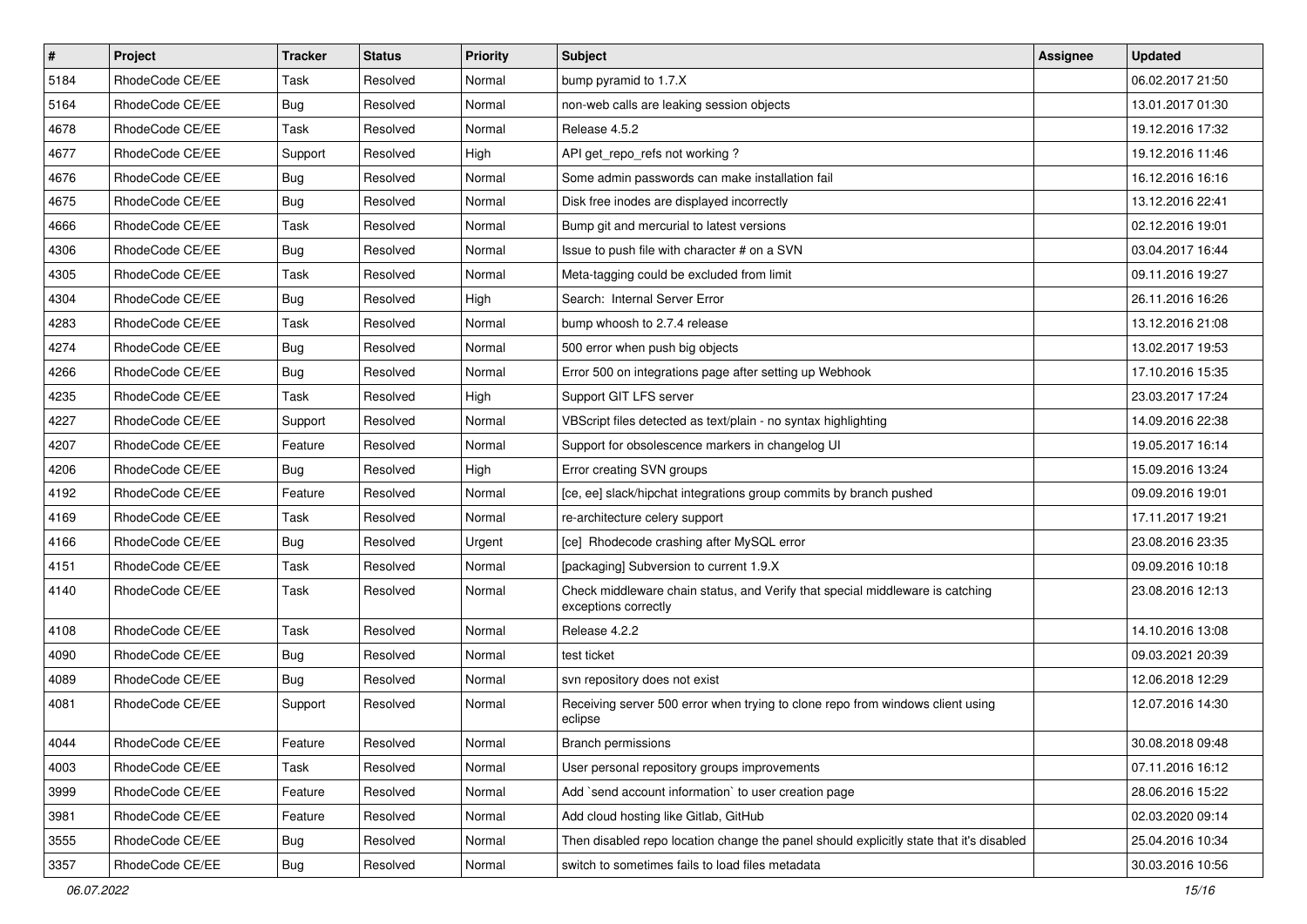| # | Project | Tracker | Status | Priority | Subject | Assignee | Updated |
|---|---|---|---|---|---|---|---|
| 5184 | RhodeCode CE/EE | Task | Resolved | Normal | bump pyramid to 1.7.X | | 06.02.2017 21:50 |
| 5164 | RhodeCode CE/EE | Bug | Resolved | Normal | non-web calls are leaking session objects | | 13.01.2017 01:30 |
| 4678 | RhodeCode CE/EE | Task | Resolved | Normal | Release 4.5.2 | | 19.12.2016 17:32 |
| 4677 | RhodeCode CE/EE | Support | Resolved | High | API get_repo_refs not working ? | | 19.12.2016 11:46 |
| 4676 | RhodeCode CE/EE | Bug | Resolved | Normal | Some admin passwords can make installation fail | | 16.12.2016 16:16 |
| 4675 | RhodeCode CE/EE | Bug | Resolved | Normal | Disk free inodes are displayed incorrectly | | 13.12.2016 22:41 |
| 4666 | RhodeCode CE/EE | Task | Resolved | Normal | Bump git and mercurial to latest versions | | 02.12.2016 19:01 |
| 4306 | RhodeCode CE/EE | Bug | Resolved | Normal | Issue to push file with character # on a SVN | | 03.04.2017 16:44 |
| 4305 | RhodeCode CE/EE | Task | Resolved | Normal | Meta-tagging could be excluded from limit | | 09.11.2016 19:27 |
| 4304 | RhodeCode CE/EE | Bug | Resolved | High | Search: Internal Server Error | | 26.11.2016 16:26 |
| 4283 | RhodeCode CE/EE | Task | Resolved | Normal | bump whoosh to 2.7.4 release | | 13.12.2016 21:08 |
| 4274 | RhodeCode CE/EE | Bug | Resolved | Normal | 500 error when push big objects | | 13.02.2017 19:53 |
| 4266 | RhodeCode CE/EE | Bug | Resolved | Normal | Error 500 on integrations page after setting up Webhook | | 17.10.2016 15:35 |
| 4235 | RhodeCode CE/EE | Task | Resolved | High | Support GIT LFS server | | 23.03.2017 17:24 |
| 4227 | RhodeCode CE/EE | Support | Resolved | Normal | VBScript files detected as text/plain - no syntax highlighting | | 14.09.2016 22:38 |
| 4207 | RhodeCode CE/EE | Feature | Resolved | Normal | Support for obsolescence markers in changelog UI | | 19.05.2017 16:14 |
| 4206 | RhodeCode CE/EE | Bug | Resolved | High | Error creating SVN groups | | 15.09.2016 13:24 |
| 4192 | RhodeCode CE/EE | Feature | Resolved | Normal | [ce, ee] slack/hipchat integrations group commits by branch pushed | | 09.09.2016 19:01 |
| 4169 | RhodeCode CE/EE | Task | Resolved | Normal | re-architecture celery support | | 17.11.2017 19:21 |
| 4166 | RhodeCode CE/EE | Bug | Resolved | Urgent | [ce] Rhodecode crashing after MySQL error | | 23.08.2016 23:35 |
| 4151 | RhodeCode CE/EE | Task | Resolved | Normal | [packaging] Subversion to current 1.9.X | | 09.09.2016 10:18 |
| 4140 | RhodeCode CE/EE | Task | Resolved | Normal | Check middleware chain status, and Verify that special middleware is catching exceptions correctly | | 23.08.2016 12:13 |
| 4108 | RhodeCode CE/EE | Task | Resolved | Normal | Release 4.2.2 | | 14.10.2016 13:08 |
| 4090 | RhodeCode CE/EE | Bug | Resolved | Normal | test ticket | | 09.03.2021 20:39 |
| 4089 | RhodeCode CE/EE | Bug | Resolved | Normal | svn repository does not exist | | 12.06.2018 12:29 |
| 4081 | RhodeCode CE/EE | Support | Resolved | Normal | Receiving server 500 error when trying to clone repo from windows client using eclipse | | 12.07.2016 14:30 |
| 4044 | RhodeCode CE/EE | Feature | Resolved | Normal | Branch permissions | | 30.08.2018 09:48 |
| 4003 | RhodeCode CE/EE | Task | Resolved | Normal | User personal repository groups improvements | | 07.11.2016 16:12 |
| 3999 | RhodeCode CE/EE | Feature | Resolved | Normal | Add `send account information` to user creation page | | 28.06.2016 15:22 |
| 3981 | RhodeCode CE/EE | Feature | Resolved | Normal | Add cloud hosting like Gitlab, GitHub | | 02.03.2020 09:14 |
| 3555 | RhodeCode CE/EE | Bug | Resolved | Normal | Then disabled repo location change the panel should explicitly state that it's disabled | | 25.04.2016 10:34 |
| 3357 | RhodeCode CE/EE | Bug | Resolved | Normal | switch to sometimes fails to load files metadata | | 30.03.2016 10:56 |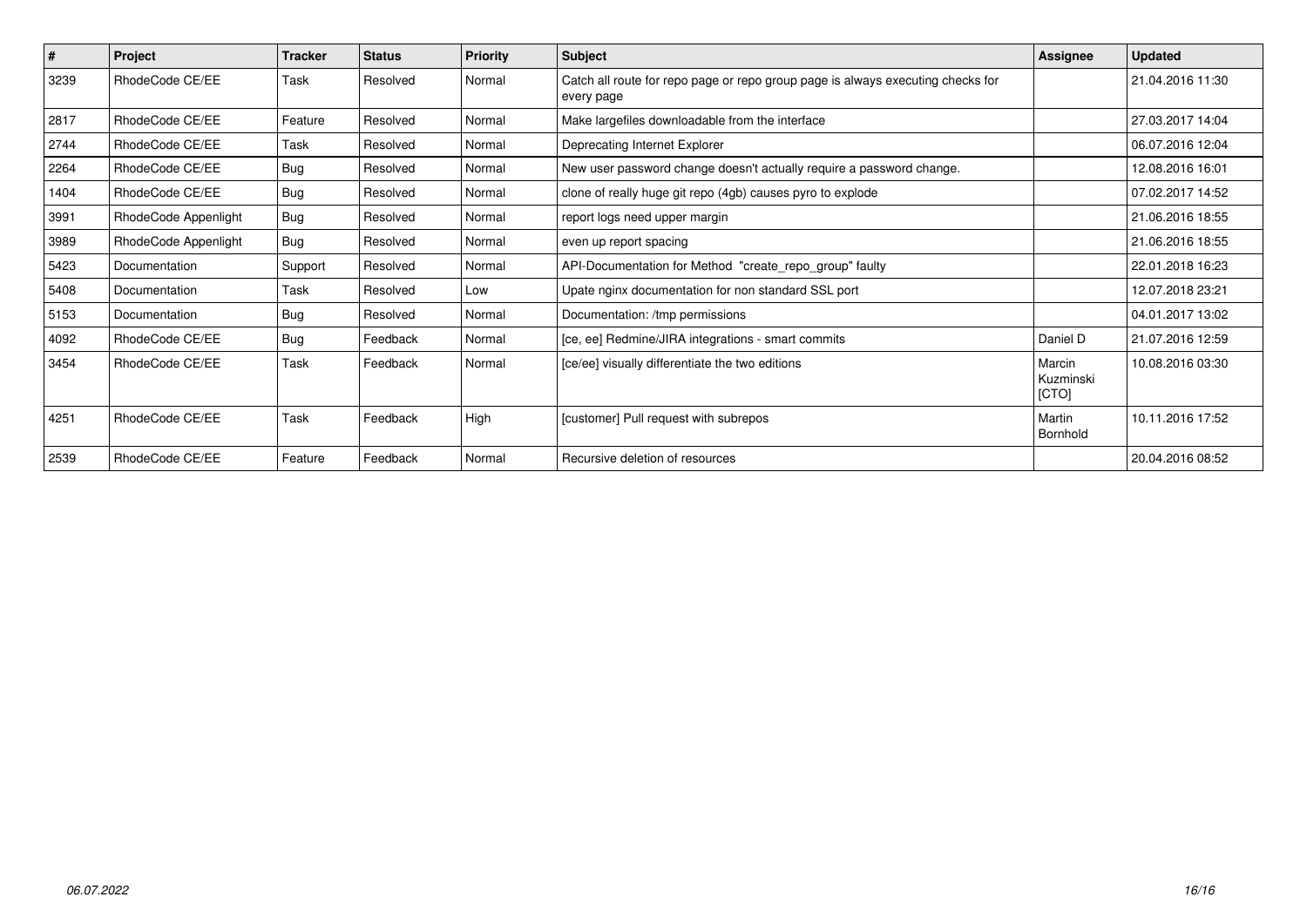| # | Project | Tracker | Status | Priority | Subject | Assignee | Updated |
|---|---|---|---|---|---|---|---|
| 3239 | RhodeCode CE/EE | Task | Resolved | Normal | Catch all route for repo page or repo group page is always executing checks for every page | | 21.04.2016 11:30 |
| 2817 | RhodeCode CE/EE | Feature | Resolved | Normal | Make largefiles downloadable from the interface | | 27.03.2017 14:04 |
| 2744 | RhodeCode CE/EE | Task | Resolved | Normal | Deprecating Internet Explorer | | 06.07.2016 12:04 |
| 2264 | RhodeCode CE/EE | Bug | Resolved | Normal | New user password change doesn't actually require a password change. | | 12.08.2016 16:01 |
| 1404 | RhodeCode CE/EE | Bug | Resolved | Normal | clone of really huge git repo (4gb) causes pyro to explode | | 07.02.2017 14:52 |
| 3991 | RhodeCode Appenlight | Bug | Resolved | Normal | report logs need upper margin | | 21.06.2016 18:55 |
| 3989 | RhodeCode Appenlight | Bug | Resolved | Normal | even up report spacing | | 21.06.2016 18:55 |
| 5423 | Documentation | Support | Resolved | Normal | API-Documentation for Method "create_repo_group" faulty | | 22.01.2018 16:23 |
| 5408 | Documentation | Task | Resolved | Low | Upate nginx documentation for non standard SSL port | | 12.07.2018 23:21 |
| 5153 | Documentation | Bug | Resolved | Normal | Documentation: /tmp permissions | | 04.01.2017 13:02 |
| 4092 | RhodeCode CE/EE | Bug | Feedback | Normal | [ce, ee] Redmine/JIRA integrations - smart commits | Daniel D | 21.07.2016 12:59 |
| 3454 | RhodeCode CE/EE | Task | Feedback | Normal | [ce/ee] visually differentiate the two editions | Marcin Kuzminski [CTO] | 10.08.2016 03:30 |
| 4251 | RhodeCode CE/EE | Task | Feedback | High | [customer] Pull request with subrepos | Martin Bornhold | 10.11.2016 17:52 |
| 2539 | RhodeCode CE/EE | Feature | Feedback | Normal | Recursive deletion of resources | | 20.04.2016 08:52 |